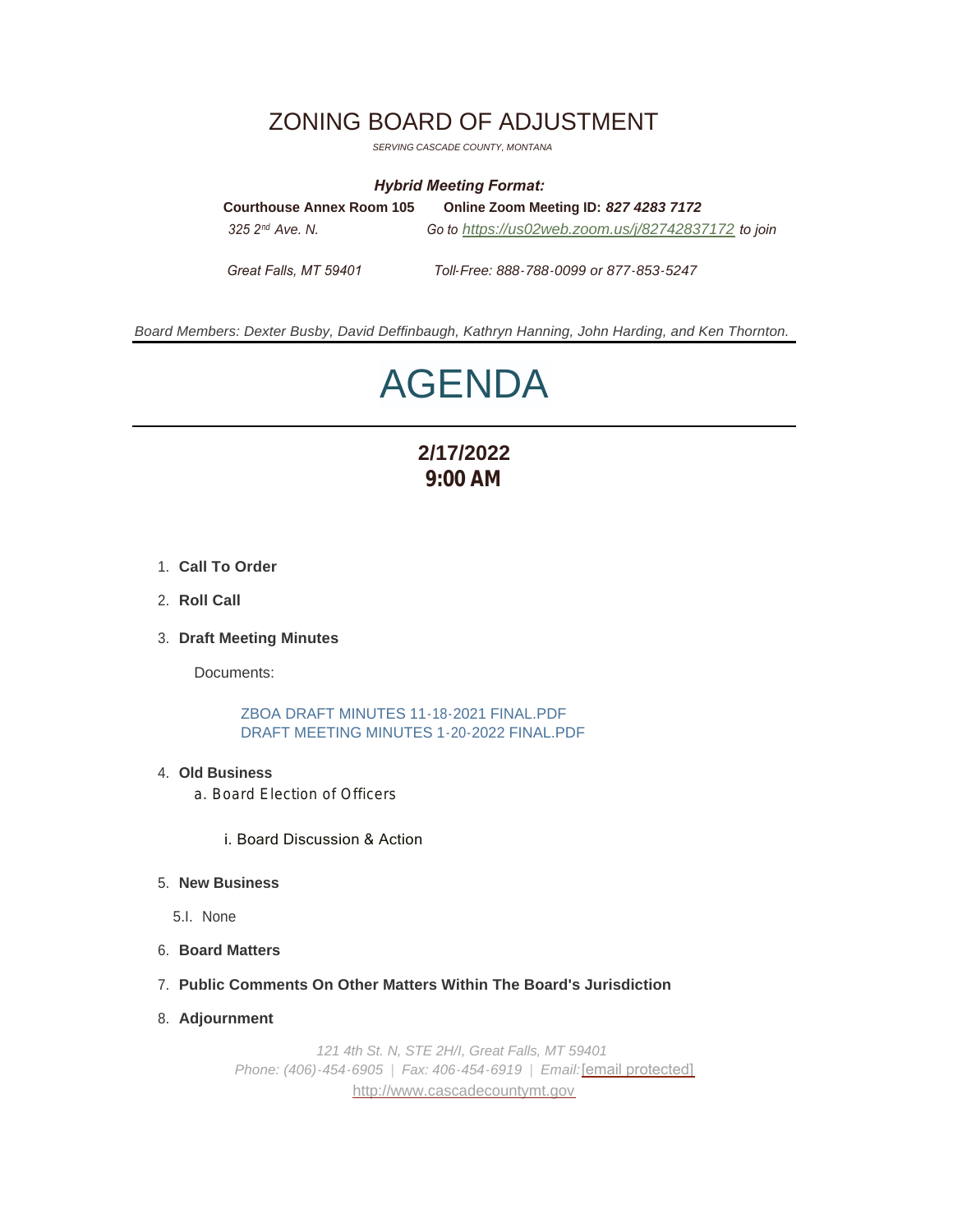# ZONING BOARD OF ADJUSTMENT

*SERVING CASCADE COUNTY, MONTANA*

***Hybrid Meeting Format:***

**Courthouse Annex Room 105** **Online Zoom Meeting ID:** ***827 4283 7172***

*325 2nd Ave. N.* *Go to https://us02web.zoom.us/j/82742837172 to join*

*Great Falls, MT 59401* *Toll-Free: 888-788-0099 or 877-853-5247*

*Board Members: Dexter Busby, David Deffinbaugh, Kathryn Hanning, John Harding, and Ken Thornton.*

# AGENDA

**2/17/2022**
**9:00 AM**

1. **Call To Order**
2. **Roll Call**
3. **Draft Meeting Minutes**

   Documents:

   ZBOA DRAFT MINUTES 11-18-2021 FINAL.PDF
   DRAFT MEETING MINUTES 1-20-2022 FINAL.PDF

4. **Old Business**
   a. Board Election of Officers

      i. Board Discussion & Action

5. **New Business**

   5.I. None

6. **Board Matters**
7. **Public Comments On Other Matters Within The Board's Jurisdiction**
8. **Adjournment**

*121 4th St. N, STE 2H/I, Great Falls, MT 59401*
*Phone: (406)-454-6905 | Fax: 406-454-6919 | Email:*[email protected]
http://www.cascadecountymt.gov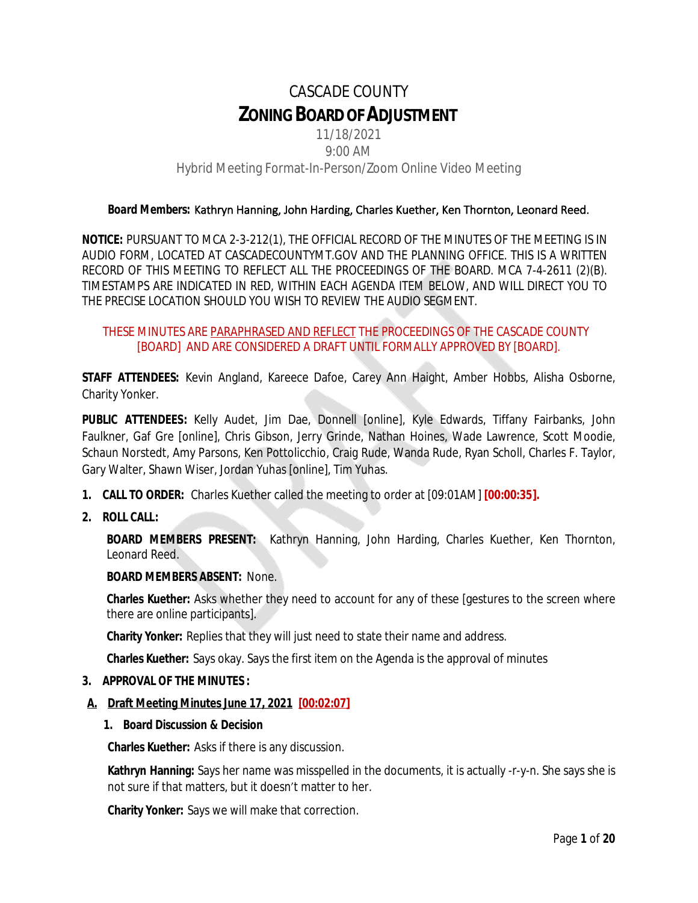# CASCADE COUNTY

# ZONING BOARD OF ADJUSTMENT

11/18/2021

9:00 AM

Hybrid Meeting Format-In-Person/Zoom Online Video Meeting

**Board Members:** Kathryn Hanning, John Harding, Charles Kuether, Ken Thornton, Leonard Reed.

**NOTICE:** PURSUANT TO MCA 2-3-212(1), THE OFFICIAL RECORD OF THE MINUTES OF THE MEETING IS IN AUDIO FORM, LOCATED AT CASCADECOUNTYMT.GOV AND THE PLANNING OFFICE. THIS IS A WRITTEN RECORD OF THIS MEETING TO REFLECT ALL THE PROCEEDINGS OF THE BOARD. MCA 7-4-2611 (2)(B). TIMESTAMPS ARE INDICATED IN RED, WITHIN EACH AGENDA ITEM BELOW, AND WILL DIRECT YOU TO THE PRECISE LOCATION SHOULD YOU WISH TO REVIEW THE AUDIO SEGMENT.

THESE MINUTES ARE PARAPHRASED AND REFLECT THE PROCEEDINGS OF THE CASCADE COUNTY [BOARD] AND ARE CONSIDERED A DRAFT UNTIL FORMALLY APPROVED BY [BOARD].

**STAFF ATTENDEES:** Kevin Angland, Kareece Dafoe, Carey Ann Haight, Amber Hobbs, Alisha Osborne, Charity Yonker.

**PUBLIC ATTENDEES:** Kelly Audet, Jim Dae, Donnell [online], Kyle Edwards, Tiffany Fairbanks, John Faulkner, Gaf Gre [online], Chris Gibson, Jerry Grinde, Nathan Hoines, Wade Lawrence, Scott Moodie, Schaun Norstedt, Amy Parsons, Ken Pottolicchio, Craig Rude, Wanda Rude, Ryan Scholl, Charles F. Taylor, Gary Walter, Shawn Wiser, Jordan Yuhas [online], Tim Yuhas.

1. **CALL TO ORDER:** Charles Kuether called the meeting to order at [09:01AM] **[00:00:35].**

2. **ROLL CALL:**

   **BOARD MEMBERS PRESENT:** Kathryn Hanning, John Harding, Charles Kuether, Ken Thornton, Leonard Reed.

   **BOARD MEMBERS ABSENT:** None.

   **Charles Kuether:** Asks whether they need to account for any of these [gestures to the screen where there are online participants].

   **Charity Yonker:** Replies that they will just need to state their name and address.

   **Charles Kuether:** Says okay. Says the first item on the Agenda is the approval of minutes

3. **APPROVAL OF THE MINUTES:**

**A. Draft Meeting Minutes June 17, 2021 [00:02:07]**

**1. Board Discussion & Decision**

**Charles Kuether:** Asks if there is any discussion.

**Kathryn Hanning:** Says her name was misspelled in the documents, it is actually -r-y-n. She says she is not sure if that matters, but it doesn't matter to her.

**Charity Yonker:** Says we will make that correction.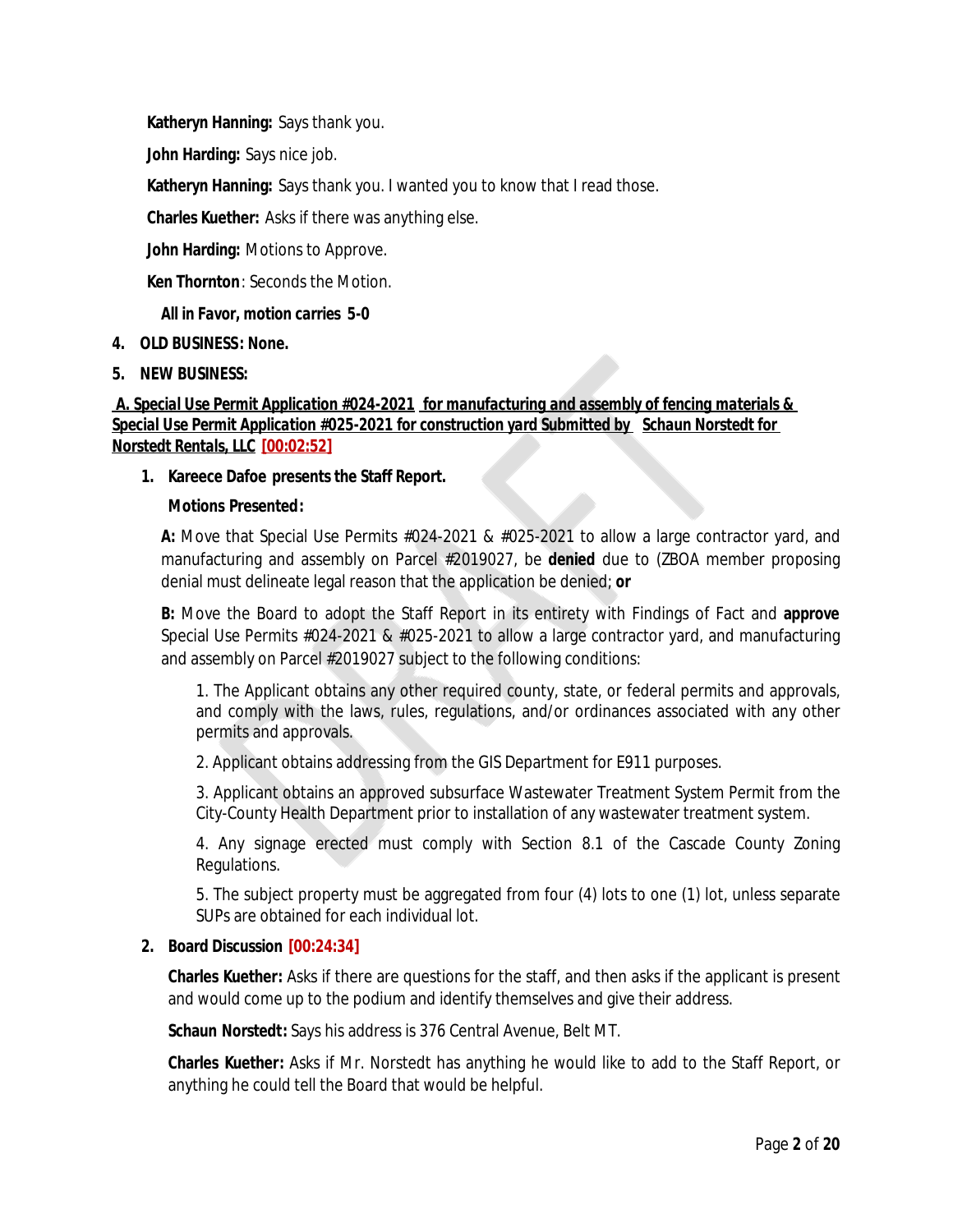**Katheryn Hanning:** Says thank you.

**John Harding:** Says nice job.

**Katheryn Hanning:** Says thank you. I wanted you to know that I read those.

**Charles Kuether:** Asks if there was anything else.

**John Harding:** Motions to Approve.

**Ken Thornton**: Seconds the Motion.

***All in Favor, motion carries 5-0***

**4. OLD BUSINESS: None.**

**5. NEW BUSINESS:**

***A. Special Use Permit Application #024-2021 for manufacturing and assembly of fencing materials & Special Use Permit Application #025-2021 for construction yard Submitted by Schaun Norstedt for Norstedt Rentals, LLC* [00:02:52]**

**1. Kareece Dafoe presents the Staff Report.**

**Motions Presented:**

**A:** Move that Special Use Permits #024-2021 & #025-2021 to allow a large contractor yard, and manufacturing and assembly on Parcel #2019027, be **denied** due to (ZBOA member proposing denial must delineate legal reason that the application be denied; **or**

**B:** Move the Board to adopt the Staff Report in its entirety with Findings of Fact and **approve** Special Use Permits #024-2021 & #025-2021 to allow a large contractor yard, and manufacturing and assembly on Parcel #2019027 subject to the following conditions:

1. The Applicant obtains any other required county, state, or federal permits and approvals, and comply with the laws, rules, regulations, and/or ordinances associated with any other permits and approvals.

2. Applicant obtains addressing from the GIS Department for E911 purposes.

3. Applicant obtains an approved subsurface Wastewater Treatment System Permit from the City-County Health Department prior to installation of any wastewater treatment system.

4. Any signage erected must comply with Section 8.1 of the Cascade County Zoning Regulations.

5. The subject property must be aggregated from four (4) lots to one (1) lot, unless separate SUPs are obtained for each individual lot.

**2. Board Discussion [00:24:34]**

**Charles Kuether:** Asks if there are questions for the staff, and then asks if the applicant is present and would come up to the podium and identify themselves and give their address.

**Schaun Norstedt:** Says his address is 376 Central Avenue, Belt MT.

**Charles Kuether:** Asks if Mr. Norstedt has anything he would like to add to the Staff Report, or anything he could tell the Board that would be helpful.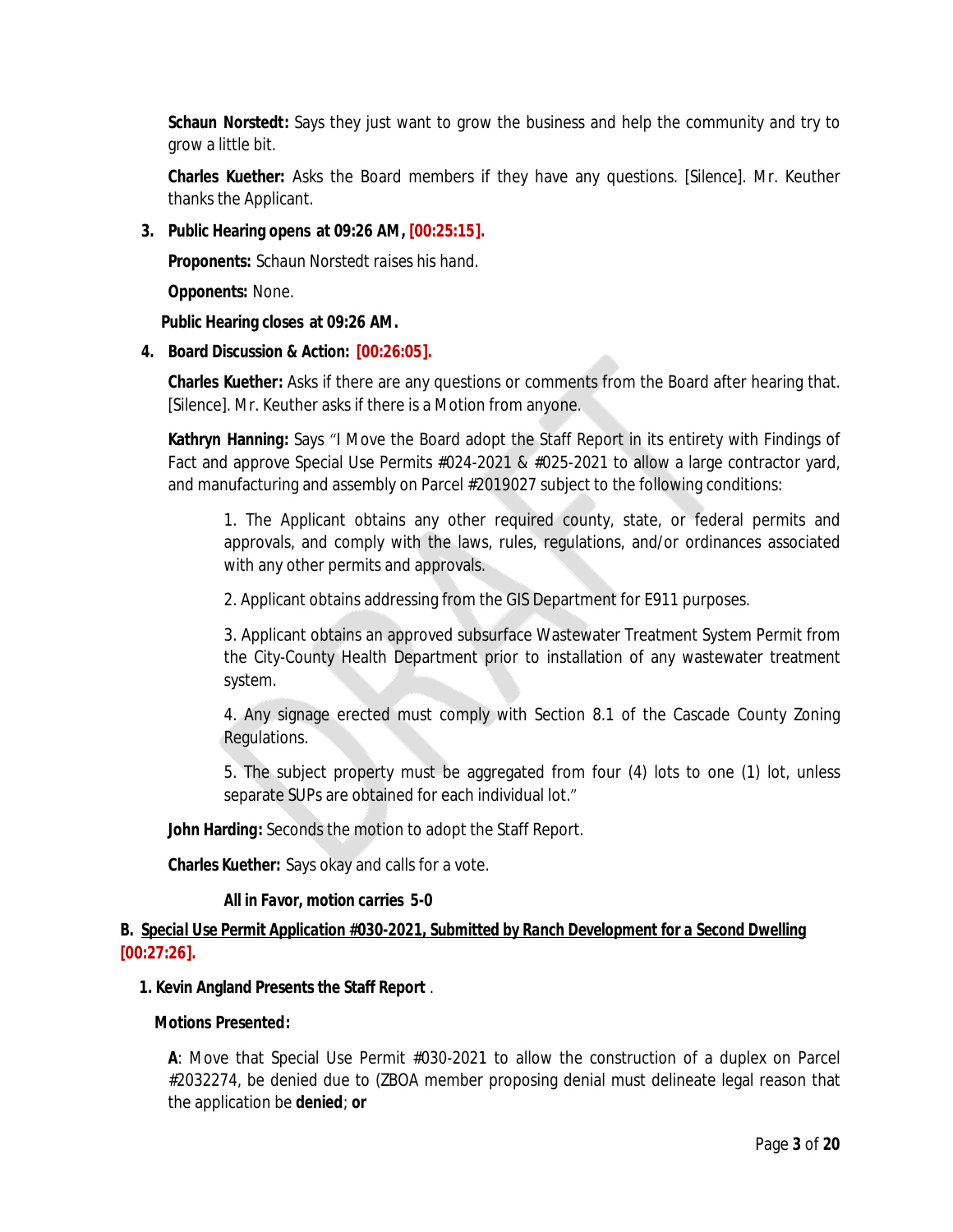**Schaun Norstedt:** Says they just want to grow the business and help the community and try to grow a little bit.

**Charles Kuether:** Asks the Board members if they have any questions. [Silence]. Mr. Keuther thanks the Applicant.

**3. Public Hearing opens at 09:26 AM, [00:25:15].**

**Proponents:** Schaun Norstedt raises his hand.

**Opponents:** None.

**Public Hearing closes at 09:26 AM.**

**4. Board Discussion & Action: [00:26:05].**

**Charles Kuether:** Asks if there are any questions or comments from the Board after hearing that. [Silence]. Mr. Keuther asks if there is a Motion from anyone.

**Kathryn Hanning:** Says "I Move the Board adopt the Staff Report in its entirety with Findings of Fact and approve Special Use Permits #024-2021 & #025-2021 to allow a large contractor yard, and manufacturing and assembly on Parcel #2019027 subject to the following conditions:

1. The Applicant obtains any other required county, state, or federal permits and approvals, and comply with the laws, rules, regulations, and/or ordinances associated with any other permits and approvals.

2. Applicant obtains addressing from the GIS Department for E911 purposes.

3. Applicant obtains an approved subsurface Wastewater Treatment System Permit from the City-County Health Department prior to installation of any wastewater treatment system.

4. Any signage erected must comply with Section 8.1 of the Cascade County Zoning Regulations.

5. The subject property must be aggregated from four (4) lots to one (1) lot, unless separate SUPs are obtained for each individual lot."

**John Harding:** Seconds the motion to adopt the Staff Report.

**Charles Kuether:** Says okay and calls for a vote.

**All in Favor, motion carries 5-0**

**B. _Special Use Permit Application #030-2021, Submitted by Ranch Development for a Second Dwelling_ [00:27:26].**

**1. Kevin Angland Presents the Staff Report .**

**Motions Presented:**

**A**: Move that Special Use Permit #030-2021 to allow the construction of a duplex on Parcel #2032274, be denied due to (ZBOA member proposing denial must delineate legal reason that the application be **denied**; **or**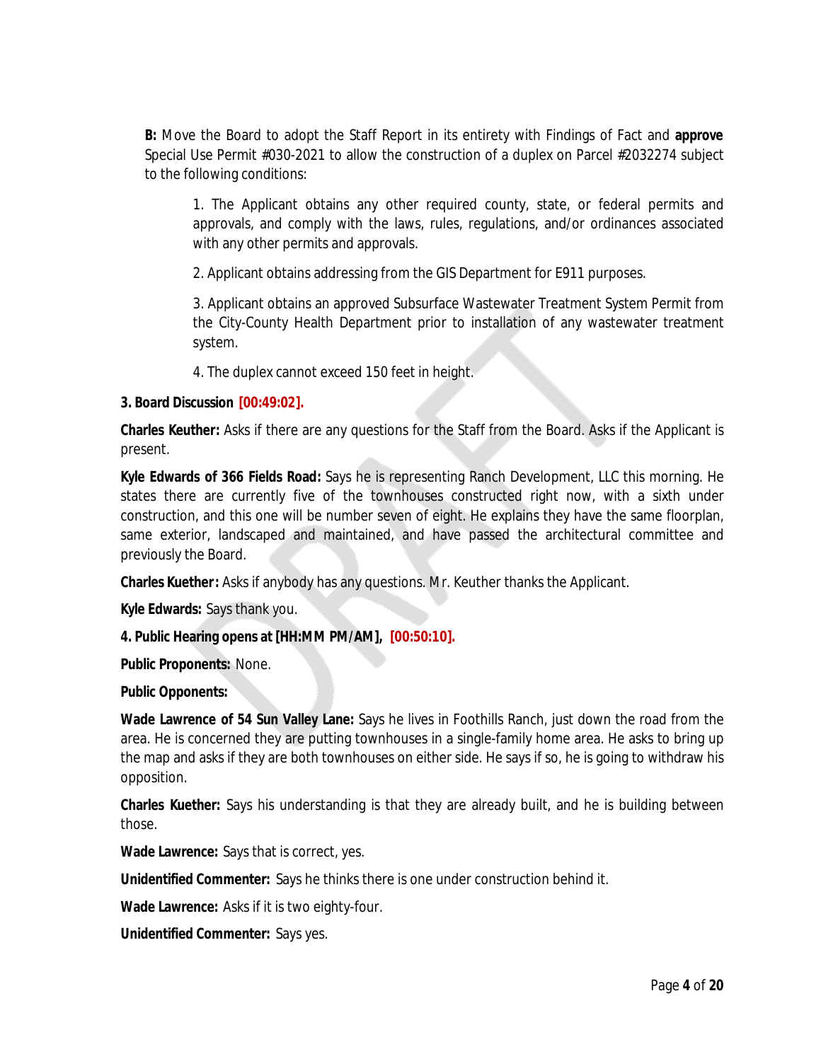**B:** Move the Board to adopt the Staff Report in its entirety with Findings of Fact and **approve** Special Use Permit #030-2021 to allow the construction of a duplex on Parcel #2032274 subject to the following conditions:

1. The Applicant obtains any other required county, state, or federal permits and approvals, and comply with the laws, rules, regulations, and/or ordinances associated with any other permits and approvals.

2. Applicant obtains addressing from the GIS Department for E911 purposes.

3. Applicant obtains an approved Subsurface Wastewater Treatment System Permit from the City-County Health Department prior to installation of any wastewater treatment system.

4. The duplex cannot exceed 150 feet in height.

**3. Board Discussion [00:49:02].**

**Charles Keuther:** Asks if there are any questions for the Staff from the Board. Asks if the Applicant is present.

**Kyle Edwards of 366 Fields Road:** Says he is representing Ranch Development, LLC this morning. He states there are currently five of the townhouses constructed right now, with a sixth under construction, and this one will be number seven of eight. He explains they have the same floorplan, same exterior, landscaped and maintained, and have passed the architectural committee and previously the Board.

**Charles Keuther:** Asks if anybody has any questions. Mr. Keuther thanks the Applicant.

**Kyle Edwards:** Says thank you.

**4. Public Hearing opens at [HH:MM PM/AM], [00:50:10].**

**Public Proponents:** None.

**Public Opponents:**

**Wade Lawrence of 54 Sun Valley Lane:** Says he lives in Foothills Ranch, just down the road from the area. He is concerned they are putting townhouses in a single-family home area. He asks to bring up the map and asks if they are both townhouses on either side. He says if so, he is going to withdraw his opposition.

**Charles Kuether:** Says his understanding is that they are already built, and he is building between those.

**Wade Lawrence:** Says that is correct, yes.

**Unidentified Commenter:** Says he thinks there is one under construction behind it.

**Wade Lawrence:** Asks if it is two eighty-four.

**Unidentified Commenter:** Says yes.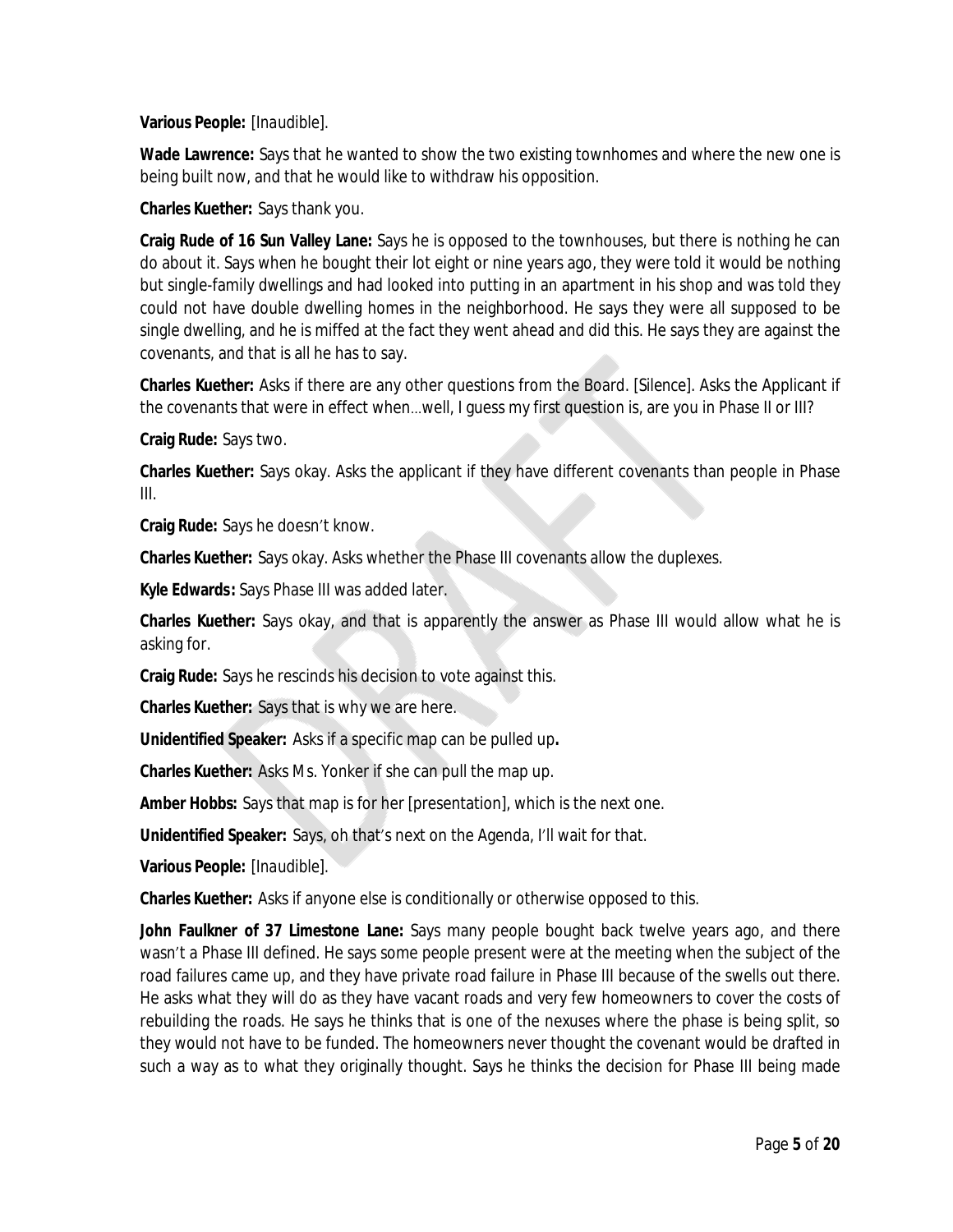**Various People:** [Inaudible].

**Wade Lawrence:** Says that he wanted to show the two existing townhomes and where the new one is being built now, and that he would like to withdraw his opposition.

**Charles Kuether:** Says thank you.

**Craig Rude of 16 Sun Valley Lane:** Says he is opposed to the townhouses, but there is nothing he can do about it. Says when he bought their lot eight or nine years ago, they were told it would be nothing but single-family dwellings and had looked into putting in an apartment in his shop and was told they could not have double dwelling homes in the neighborhood. He says they were all supposed to be single dwelling, and he is miffed at the fact they went ahead and did this. He says they are against the covenants, and that is all he has to say.

**Charles Kuether:** Asks if there are any other questions from the Board. [Silence]. Asks the Applicant if the covenants that were in effect when…well, I guess my first question is, are you in Phase II or III?

**Craig Rude:** Says two.

**Charles Kuether:** Says okay. Asks the applicant if they have different covenants than people in Phase III.

**Craig Rude:** Says he doesn't know.

**Charles Kuether:** Says okay. Asks whether the Phase III covenants allow the duplexes.

**Kyle Edwards:** Says Phase III was added later.

**Charles Kuether:** Says okay, and that is apparently the answer as Phase III would allow what he is asking for.

**Craig Rude:** Says he rescinds his decision to vote against this.

**Charles Kuether:** Says that is why we are here.

**Unidentified Speaker:** Asks if a specific map can be pulled up**.**

**Charles Kuether:** Asks Ms. Yonker if she can pull the map up.

**Amber Hobbs:** Says that map is for her [presentation], which is the next one.

**Unidentified Speaker:** Says, oh that's next on the Agenda, I'll wait for that.

**Various People:** [Inaudible].

**Charles Kuether:** Asks if anyone else is conditionally or otherwise opposed to this.

**John Faulkner of 37 Limestone Lane:** Says many people bought back twelve years ago, and there wasn't a Phase III defined. He says some people present were at the meeting when the subject of the road failures came up, and they have private road failure in Phase III because of the swells out there. He asks what they will do as they have vacant roads and very few homeowners to cover the costs of rebuilding the roads. He says he thinks that is one of the nexuses where the phase is being split, so they would not have to be funded. The homeowners never thought the covenant would be drafted in such a way as to what they originally thought. Says he thinks the decision for Phase III being made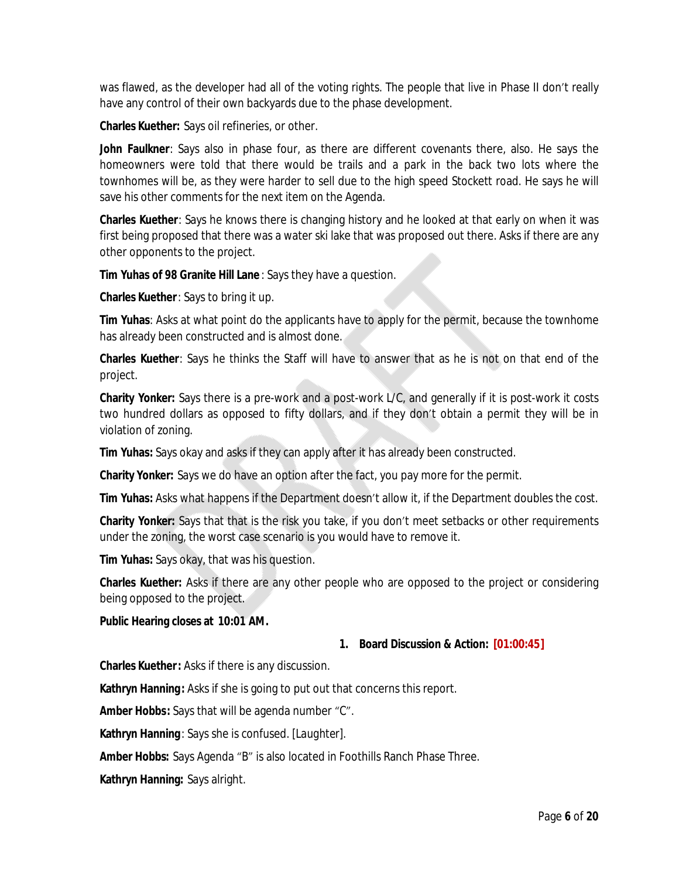was flawed, as the developer had all of the voting rights. The people that live in Phase II don't really have any control of their own backyards due to the phase development.

**Charles Kuether:** Says oil refineries, or other.

**John Faulkner**: Says also in phase four, as there are different covenants there, also. He says the homeowners were told that there would be trails and a park in the back two lots where the townhomes will be, as they were harder to sell due to the high speed Stockett road. He says he will save his other comments for the next item on the Agenda.

**Charles Kuether**: Says he knows there is changing history and he looked at that early on when it was first being proposed that there was a water ski lake that was proposed out there. Asks if there are any other opponents to the project.

**Tim Yuhas of 98 Granite Hill Lane** : Says they have a question.

**Charles Kuether**: Says to bring it up.

**Tim Yuhas**: Asks at what point do the applicants have to apply for the permit, because the townhome has already been constructed and is almost done.

**Charles Kuether**: Says he thinks the Staff will have to answer that as he is not on that end of the project.

**Charity Yonker:** Says there is a pre-work and a post-work L/C, and generally if it is post-work it costs two hundred dollars as opposed to fifty dollars, and if they don't obtain a permit they will be in violation of zoning.

**Tim Yuhas:** Says okay and asks if they can apply after it has already been constructed.

**Charity Yonker:** Says we do have an option after the fact, you pay more for the permit.

**Tim Yuhas:** Asks what happens if the Department doesn't allow it, if the Department doubles the cost.

**Charity Yonker:** Says that that is the risk you take, if you don't meet setbacks or other requirements under the zoning, the worst case scenario is you would have to remove it.

**Tim Yuhas:** Says okay, that was his question.

**Charles Kuether:** Asks if there are any other people who are opposed to the project or considering being opposed to the project.

**Public Hearing closes at 10:01 AM.**

1. **Board Discussion & Action: [01:00:45]**

**Charles Kuether:** Asks if there is any discussion.

**Kathryn Hanning:** Asks if she is going to put out that concerns this report.

**Amber Hobbs:** Says that will be agenda number "C".

**Kathryn Hanning**: Says she is confused. [Laughter].

**Amber Hobbs:** Says Agenda "B" is also located in Foothills Ranch Phase Three.

**Kathryn Hanning:** Says alright.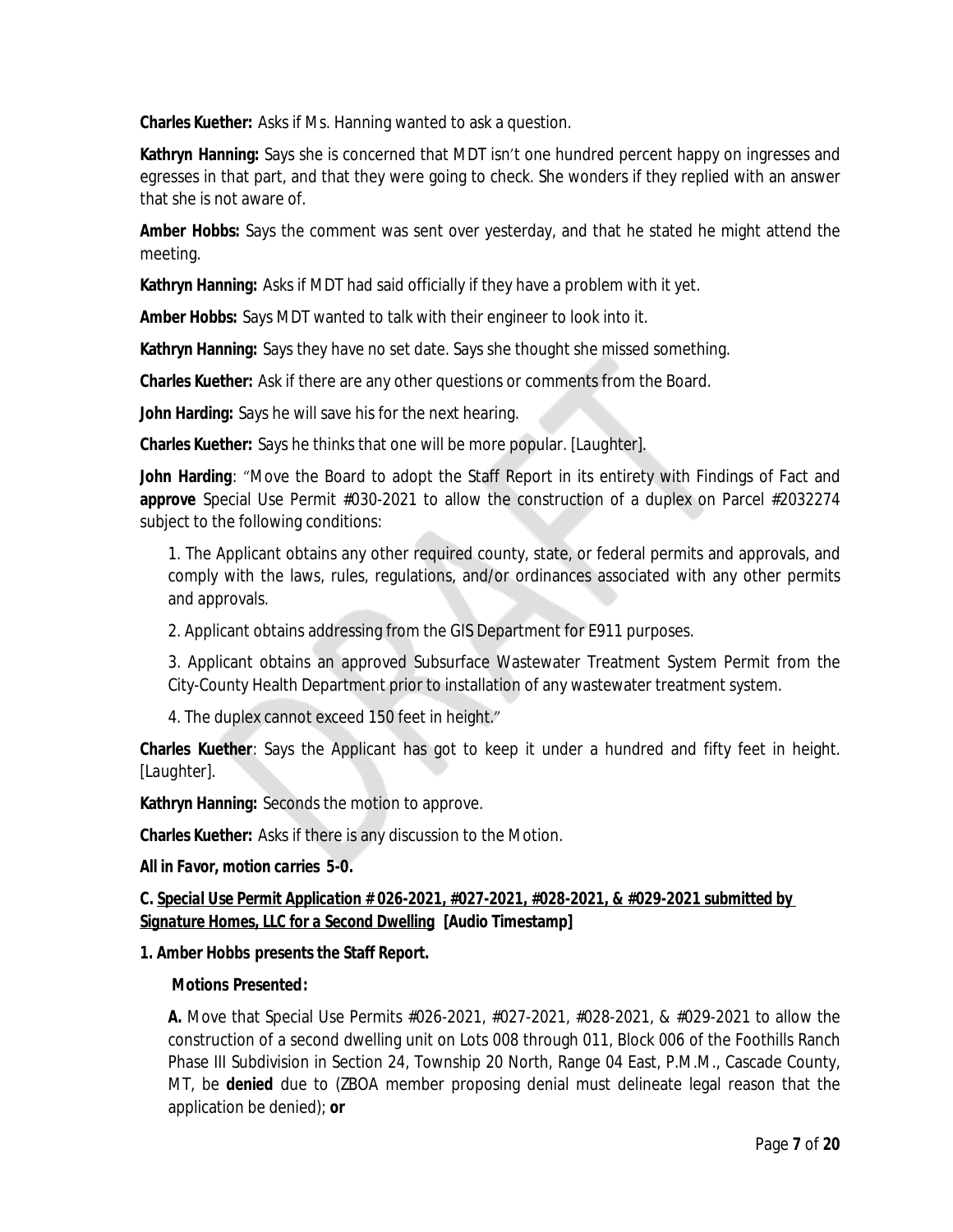**Charles Kuether:** Asks if Ms. Hanning wanted to ask a question.

**Kathryn Hanning:** Says she is concerned that MDT isn't one hundred percent happy on ingresses and egresses in that part, and that they were going to check. She wonders if they replied with an answer that she is not aware of.

**Amber Hobbs:** Says the comment was sent over yesterday, and that he stated he might attend the meeting.

**Kathryn Hanning:** Asks if MDT had said officially if they have a problem with it yet.

**Amber Hobbs:** Says MDT wanted to talk with their engineer to look into it.

**Kathryn Hanning:** Says they have no set date. Says she thought she missed something.

**Charles Kuether:** Ask if there are any other questions or comments from the Board.

**John Harding:** Says he will save his for the next hearing.

**Charles Kuether:** Says he thinks that one will be more popular. [Laughter].

**John Harding**: "Move the Board to adopt the Staff Report in its entirety with Findings of Fact and **approve** Special Use Permit #030-2021 to allow the construction of a duplex on Parcel #2032274 subject to the following conditions:

1. The Applicant obtains any other required county, state, or federal permits and approvals, and comply with the laws, rules, regulations, and/or ordinances associated with any other permits and approvals.

2. Applicant obtains addressing from the GIS Department for E911 purposes.

3. Applicant obtains an approved Subsurface Wastewater Treatment System Permit from the City-County Health Department prior to installation of any wastewater treatment system.

4. The duplex cannot exceed 150 feet in height."

**Charles Kuether**: Says the Applicant has got to keep it under a hundred and fifty feet in height. [Laughter].

**Kathryn Hanning:** Seconds the motion to approve.

**Charles Kuether:** Asks if there is any discussion to the Motion.

***All in Favor, motion carries 5-0.***

**C. *<u>Special Use Permit Application # 026-2021, #027-2021, #028-2021, & #029-2021 submitted by Signature Homes, LLC for a Second Dwelling</u>* [Audio Timestamp]**

**1. Amber Hobbs presents the Staff Report.**

**Motions Presented:**

**A.** Move that Special Use Permits #026-2021, #027-2021, #028-2021, & #029-2021 to allow the construction of a second dwelling unit on Lots 008 through 011, Block 006 of the Foothills Ranch Phase III Subdivision in Section 24, Township 20 North, Range 04 East, P.M.M., Cascade County, MT, be **denied** due to (ZBOA member proposing denial must delineate legal reason that the application be denied); **or**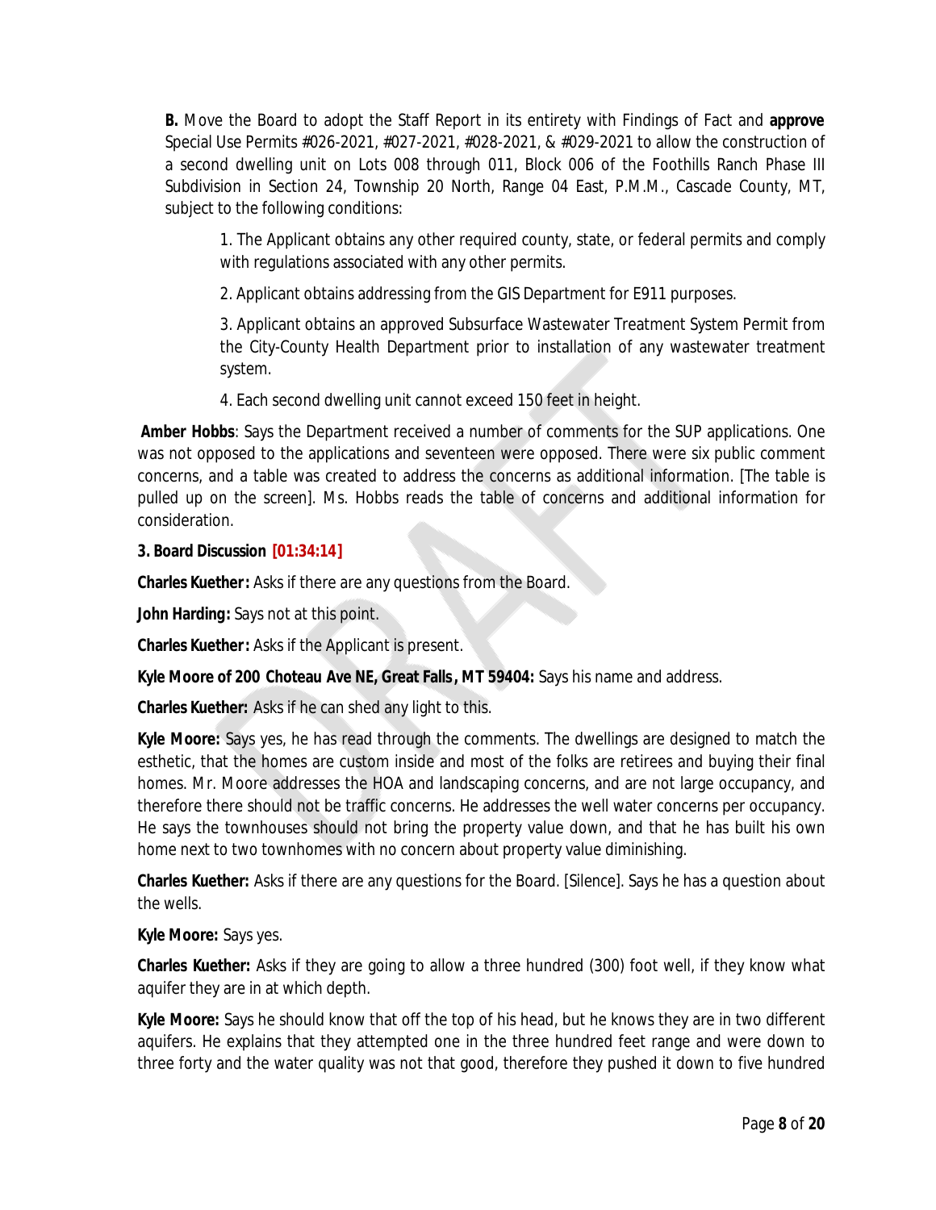**B.** Move the Board to adopt the Staff Report in its entirety with Findings of Fact and **approve** Special Use Permits #026-2021, #027-2021, #028-2021, & #029-2021 to allow the construction of a second dwelling unit on Lots 008 through 011, Block 006 of the Foothills Ranch Phase III Subdivision in Section 24, Township 20 North, Range 04 East, P.M.M., Cascade County, MT, subject to the following conditions:

1. The Applicant obtains any other required county, state, or federal permits and comply with regulations associated with any other permits.

2. Applicant obtains addressing from the GIS Department for E911 purposes.

3. Applicant obtains an approved Subsurface Wastewater Treatment System Permit from the City-County Health Department prior to installation of any wastewater treatment system.

4. Each second dwelling unit cannot exceed 150 feet in height.

**Amber Hobbs**: Says the Department received a number of comments for the SUP applications. One was not opposed to the applications and seventeen were opposed. There were six public comment concerns, and a table was created to address the concerns as additional information. [The table is pulled up on the screen]. Ms. Hobbs reads the table of concerns and additional information for consideration.

**3. Board Discussion [01:34:14]**

**Charles Kuether:** Asks if there are any questions from the Board.

**John Harding:** Says not at this point.

**Charles Kuether:** Asks if the Applicant is present.

**Kyle Moore of 200 Choteau Ave NE, Great Falls, MT 59404:** Says his name and address.

**Charles Kuether:** Asks if he can shed any light to this.

**Kyle Moore:** Says yes, he has read through the comments. The dwellings are designed to match the esthetic, that the homes are custom inside and most of the folks are retirees and buying their final homes. Mr. Moore addresses the HOA and landscaping concerns, and are not large occupancy, and therefore there should not be traffic concerns. He addresses the well water concerns per occupancy. He says the townhouses should not bring the property value down, and that he has built his own home next to two townhomes with no concern about property value diminishing.

**Charles Kuether:** Asks if there are any questions for the Board. [Silence]. Says he has a question about the wells.

**Kyle Moore:** Says yes.

**Charles Kuether:** Asks if they are going to allow a three hundred (300) foot well, if they know what aquifer they are in at which depth.

**Kyle Moore:** Says he should know that off the top of his head, but he knows they are in two different aquifers. He explains that they attempted one in the three hundred feet range and were down to three forty and the water quality was not that good, therefore they pushed it down to five hundred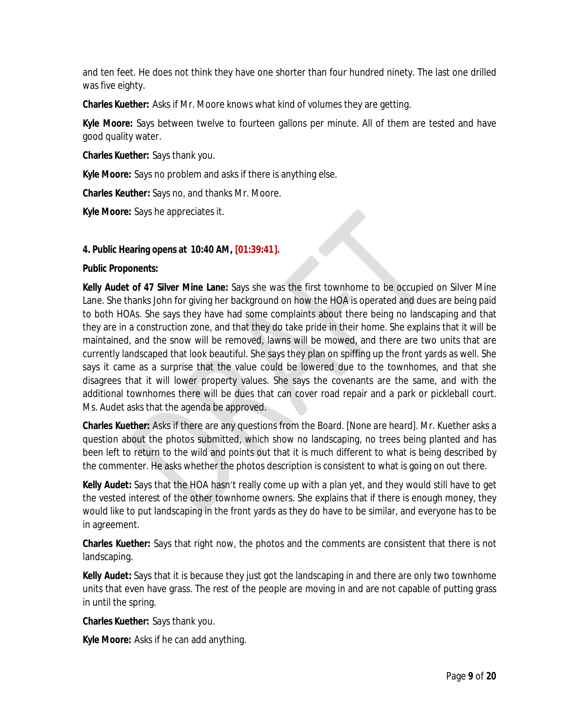and ten feet. He does not think they have one shorter than four hundred ninety. The last one drilled was five eighty.

**Charles Kuether:** Asks if Mr. Moore knows what kind of volumes they are getting.

**Kyle Moore:** Says between twelve to fourteen gallons per minute. All of them are tested and have good quality water.

**Charles Kuether:** Says thank you.

**Kyle Moore:** Says no problem and asks if there is anything else.

**Charles Keuther:** Says no, and thanks Mr. Moore.

**Kyle Moore:** Says he appreciates it.

**4. Public Hearing opens at 10:40 AM, [01:39:41].**

**Public Proponents:**

**Kelly Audet of 47 Silver Mine Lane:** Says she was the first townhome to be occupied on Silver Mine Lane. She thanks John for giving her background on how the HOA is operated and dues are being paid to both HOAs. She says they have had some complaints about there being no landscaping and that they are in a construction zone, and that they do take pride in their home. She explains that it will be maintained, and the snow will be removed, lawns will be mowed, and there are two units that are currently landscaped that look beautiful. She says they plan on spiffing up the front yards as well. She says it came as a surprise that the value could be lowered due to the townhomes, and that she disagrees that it will lower property values. She says the covenants are the same, and with the additional townhomes there will be dues that can cover road repair and a park or pickleball court. Ms. Audet asks that the agenda be approved.

**Charles Kuether:** Asks if there are any questions from the Board. [None are heard]. Mr. Kuether asks a question about the photos submitted, which show no landscaping, no trees being planted and has been left to return to the wild and points out that it is much different to what is being described by the commenter. He asks whether the photos description is consistent to what is going on out there.

**Kelly Audet:** Says that the HOA hasn't really come up with a plan yet, and they would still have to get the vested interest of the other townhome owners. She explains that if there is enough money, they would like to put landscaping in the front yards as they do have to be similar, and everyone has to be in agreement.

**Charles Kuether:** Says that right now, the photos and the comments are consistent that there is not landscaping.

**Kelly Audet:** Says that it is because they just got the landscaping in and there are only two townhome units that even have grass. The rest of the people are moving in and are not capable of putting grass in until the spring.

**Charles Kuether:** Says thank you.

**Kyle Moore:** Asks if he can add anything.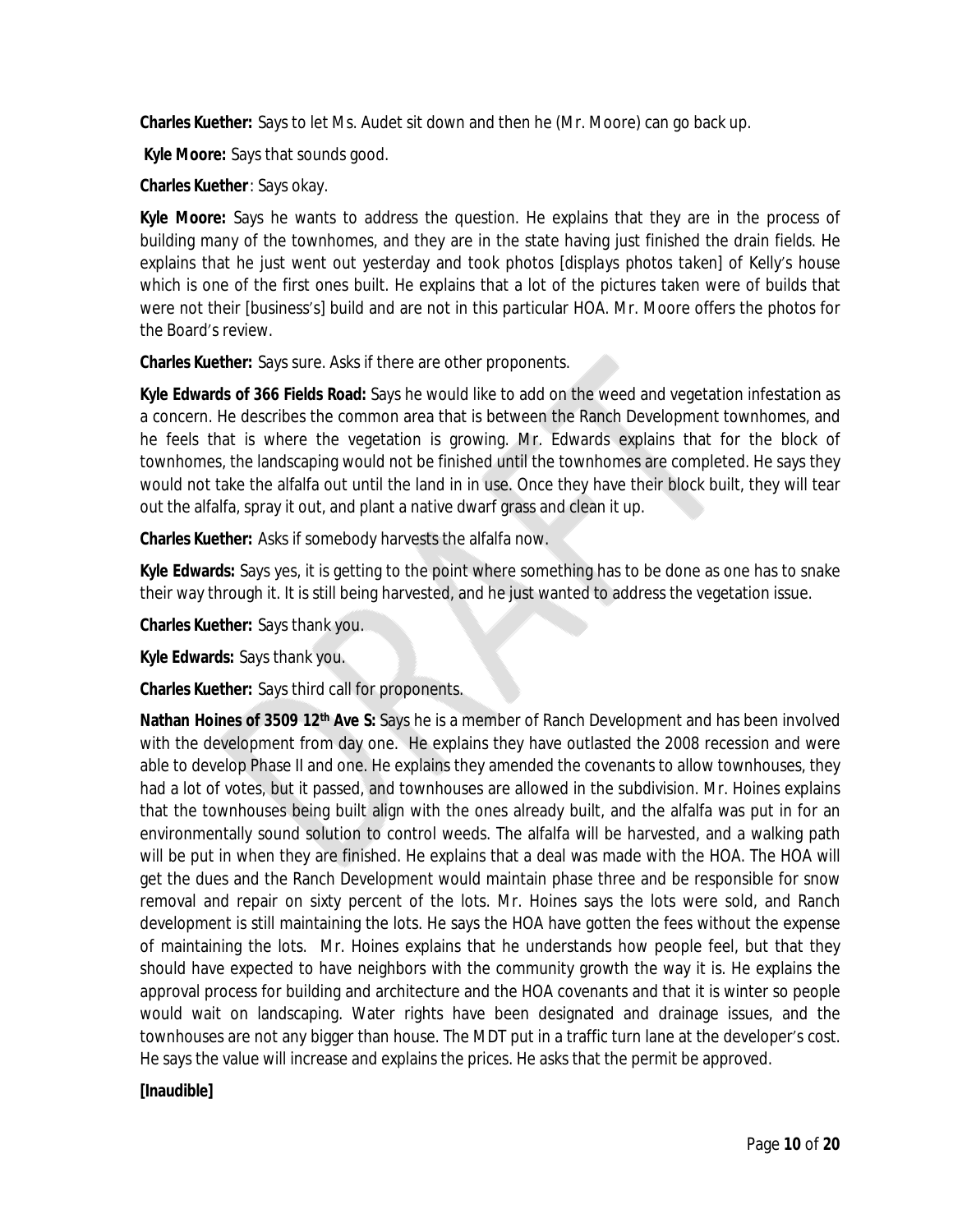**Charles Kuether:** Says to let Ms. Audet sit down and then he (Mr. Moore) can go back up.

**Kyle Moore:** Says that sounds good.

**Charles Kuether**: Says okay.

**Kyle Moore:** Says he wants to address the question. He explains that they are in the process of building many of the townhomes, and they are in the state having just finished the drain fields. He explains that he just went out yesterday and took photos [displays photos taken] of Kelly's house which is one of the first ones built. He explains that a lot of the pictures taken were of builds that were not their [business's] build and are not in this particular HOA. Mr. Moore offers the photos for the Board's review.

**Charles Kuether:** Says sure. Asks if there are other proponents.

**Kyle Edwards of 366 Fields Road:** Says he would like to add on the weed and vegetation infestation as a concern. He describes the common area that is between the Ranch Development townhomes, and he feels that is where the vegetation is growing. Mr. Edwards explains that for the block of townhomes, the landscaping would not be finished until the townhomes are completed. He says they would not take the alfalfa out until the land in in use. Once they have their block built, they will tear out the alfalfa, spray it out, and plant a native dwarf grass and clean it up.

**Charles Kuether:** Asks if somebody harvests the alfalfa now.

**Kyle Edwards:** Says yes, it is getting to the point where something has to be done as one has to snake their way through it. It is still being harvested, and he just wanted to address the vegetation issue.

**Charles Kuether:** Says thank you.

**Kyle Edwards:** Says thank you.

**Charles Kuether:** Says third call for proponents.

**Nathan Hoines of 3509 12th Ave S:** Says he is a member of Ranch Development and has been involved with the development from day one. He explains they have outlasted the 2008 recession and were able to develop Phase II and one. He explains they amended the covenants to allow townhouses, they had a lot of votes, but it passed, and townhouses are allowed in the subdivision. Mr. Hoines explains that the townhouses being built align with the ones already built, and the alfalfa was put in for an environmentally sound solution to control weeds. The alfalfa will be harvested, and a walking path will be put in when they are finished. He explains that a deal was made with the HOA. The HOA will get the dues and the Ranch Development would maintain phase three and be responsible for snow removal and repair on sixty percent of the lots. Mr. Hoines says the lots were sold, and Ranch development is still maintaining the lots. He says the HOA have gotten the fees without the expense of maintaining the lots. Mr. Hoines explains that he understands how people feel, but that they should have expected to have neighbors with the community growth the way it is. He explains the approval process for building and architecture and the HOA covenants and that it is winter so people would wait on landscaping. Water rights have been designated and drainage issues, and the townhouses are not any bigger than house. The MDT put in a traffic turn lane at the developer's cost. He says the value will increase and explains the prices. He asks that the permit be approved.

**[Inaudible]**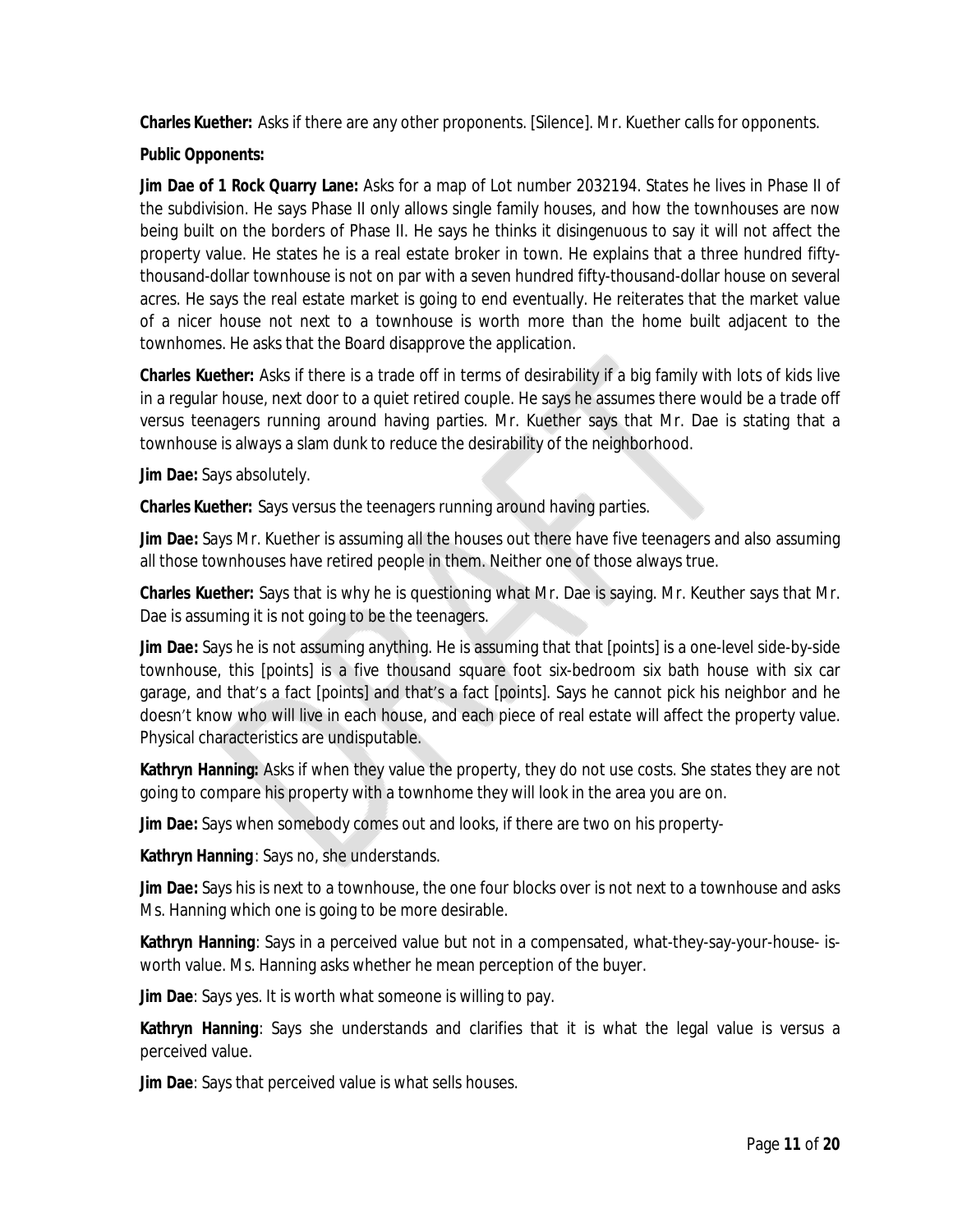**Charles Kuether:** Asks if there are any other proponents. [Silence]. Mr. Kuether calls for opponents.

**Public Opponents:**

**Jim Dae of 1 Rock Quarry Lane:** Asks for a map of Lot number 2032194. States he lives in Phase II of the subdivision. He says Phase II only allows single family houses, and how the townhouses are now being built on the borders of Phase II. He says he thinks it disingenuous to say it will not affect the property value. He states he is a real estate broker in town. He explains that a three hundred fifty-thousand-dollar townhouse is not on par with a seven hundred fifty-thousand-dollar house on several acres. He says the real estate market is going to end eventually. He reiterates that the market value of a nicer house not next to a townhouse is worth more than the home built adjacent to the townhomes. He asks that the Board disapprove the application.

**Charles Kuether:** Asks if there is a trade off in terms of desirability if a big family with lots of kids live in a regular house, next door to a quiet retired couple. He says he assumes there would be a trade off versus teenagers running around having parties. Mr. Kuether says that Mr. Dae is stating that a townhouse is always a slam dunk to reduce the desirability of the neighborhood.

**Jim Dae:** Says absolutely.

**Charles Kuether:** Says versus the teenagers running around having parties.

**Jim Dae:** Says Mr. Kuether is assuming all the houses out there have five teenagers and also assuming all those townhouses have retired people in them. Neither one of those always true.

**Charles Kuether:** Says that is why he is questioning what Mr. Dae is saying. Mr. Keuther says that Mr. Dae is assuming it is not going to be the teenagers.

**Jim Dae:** Says he is not assuming anything. He is assuming that that [points] is a one-level side-by-side townhouse, this [points] is a five thousand square foot six-bedroom six bath house with six car garage, and that's a fact [points] and that's a fact [points]. Says he cannot pick his neighbor and he doesn't know who will live in each house, and each piece of real estate will affect the property value. Physical characteristics are undisputable.

**Kathryn Hanning:** Asks if when they value the property, they do not use costs. She states they are not going to compare his property with a townhome they will look in the area you are on.

**Jim Dae:** Says when somebody comes out and looks, if there are two on his property-

**Kathryn Hanning**: Says no, she understands.

**Jim Dae:** Says his is next to a townhouse, the one four blocks over is not next to a townhouse and asks Ms. Hanning which one is going to be more desirable.

**Kathryn Hanning**: Says in a perceived value but not in a compensated, what-they-say-your-house- is-worth value. Ms. Hanning asks whether he mean perception of the buyer.

**Jim Dae**: Says yes. It is worth what someone is willing to pay.

**Kathryn Hanning**: Says she understands and clarifies that it is what the legal value is versus a perceived value.

**Jim Dae**: Says that perceived value is what sells houses.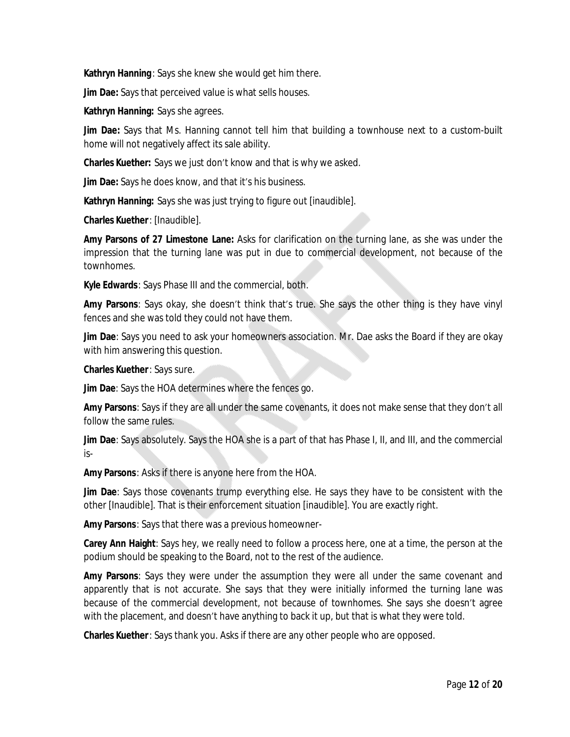**Kathryn Hanning**: Says she knew she would get him there.

**Jim Dae:** Says that perceived value is what sells houses.

**Kathryn Hanning:** Says she agrees.

**Jim Dae:** Says that Ms. Hanning cannot tell him that building a townhouse next to a custom-built home will not negatively affect its sale ability.

**Charles Kuether:** Says we just don't know and that is why we asked.

**Jim Dae:** Says he does know, and that it's his business.

**Kathryn Hanning:** Says she was just trying to figure out [inaudible].

**Charles Kuether**: [Inaudible].

**Amy Parsons of 27 Limestone Lane:** Asks for clarification on the turning lane, as she was under the impression that the turning lane was put in due to commercial development, not because of the townhomes.

**Kyle Edwards**: Says Phase III and the commercial, both.

**Amy Parsons**: Says okay, she doesn't think that's true. She says the other thing is they have vinyl fences and she was told they could not have them.

**Jim Dae**: Says you need to ask your homeowners association. Mr. Dae asks the Board if they are okay with him answering this question.

**Charles Kuether**: Says sure.

**Jim Dae**: Says the HOA determines where the fences go.

**Amy Parsons**: Says if they are all under the same covenants, it does not make sense that they don't all follow the same rules.

**Jim Dae**: Says absolutely. Says the HOA she is a part of that has Phase I, II, and III, and the commercial is-

**Amy Parsons**: Asks if there is anyone here from the HOA.

**Jim Dae**: Says those covenants trump everything else. He says they have to be consistent with the other [Inaudible]. That is their enforcement situation [inaudible]. You are exactly right.

**Amy Parsons**: Says that there was a previous homeowner-

**Carey Ann Haight**: Says hey, we really need to follow a process here, one at a time, the person at the podium should be speaking to the Board, not to the rest of the audience.

**Amy Parsons**: Says they were under the assumption they were all under the same covenant and apparently that is not accurate. She says that they were initially informed the turning lane was because of the commercial development, not because of townhomes. She says she doesn't agree with the placement, and doesn't have anything to back it up, but that is what they were told.

**Charles Kuether**: Says thank you. Asks if there are any other people who are opposed.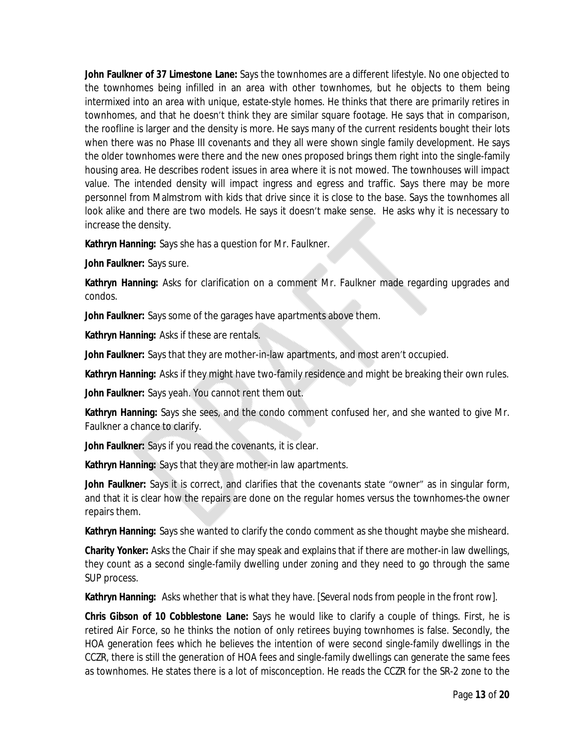**John Faulkner of 37 Limestone Lane:** Says the townhomes are a different lifestyle. No one objected to the townhomes being infilled in an area with other townhomes, but he objects to them being intermixed into an area with unique, estate-style homes. He thinks that there are primarily retires in townhomes, and that he doesn't think they are similar square footage. He says that in comparison, the roofline is larger and the density is more. He says many of the current residents bought their lots when there was no Phase III covenants and they all were shown single family development. He says the older townhomes were there and the new ones proposed brings them right into the single-family housing area. He describes rodent issues in area where it is not mowed. The townhouses will impact value. The intended density will impact ingress and egress and traffic. Says there may be more personnel from Malmstrom with kids that drive since it is close to the base. Says the townhomes all look alike and there are two models. He says it doesn't make sense. He asks why it is necessary to increase the density.

**Kathryn Hanning:** Says she has a question for Mr. Faulkner.

**John Faulkner:** Says sure.

**Kathryn Hanning:** Asks for clarification on a comment Mr. Faulkner made regarding upgrades and condos.

**John Faulkner:** Says some of the garages have apartments above them.

**Kathryn Hanning:** Asks if these are rentals.

**John Faulkner:** Says that they are mother-in-law apartments, and most aren't occupied.

**Kathryn Hanning:** Asks if they might have two-family residence and might be breaking their own rules.

**John Faulkner:** Says yeah. You cannot rent them out.

**Kathryn Hanning:** Says she sees, and the condo comment confused her, and she wanted to give Mr. Faulkner a chance to clarify.

**John Faulkner:** Says if you read the covenants, it is clear.

**Kathryn Hanning:** Says that they are mother-in law apartments.

**John Faulkner:** Says it is correct, and clarifies that the covenants state "owner" as in singular form, and that it is clear how the repairs are done on the regular homes versus the townhomes-the owner repairs them.

**Kathryn Hanning:** Says she wanted to clarify the condo comment as she thought maybe she misheard.

**Charity Yonker:** Asks the Chair if she may speak and explains that if there are mother-in law dwellings, they count as a second single-family dwelling under zoning and they need to go through the same SUP process.

**Kathryn Hanning:** Asks whether that is what they have. [Several nods from people in the front row].

**Chris Gibson of 10 Cobblestone Lane:** Says he would like to clarify a couple of things. First, he is retired Air Force, so he thinks the notion of only retirees buying townhomes is false. Secondly, the HOA generation fees which he believes the intention of were second single-family dwellings in the CCZR, there is still the generation of HOA fees and single-family dwellings can generate the same fees as townhomes. He states there is a lot of misconception. He reads the CCZR for the SR-2 zone to the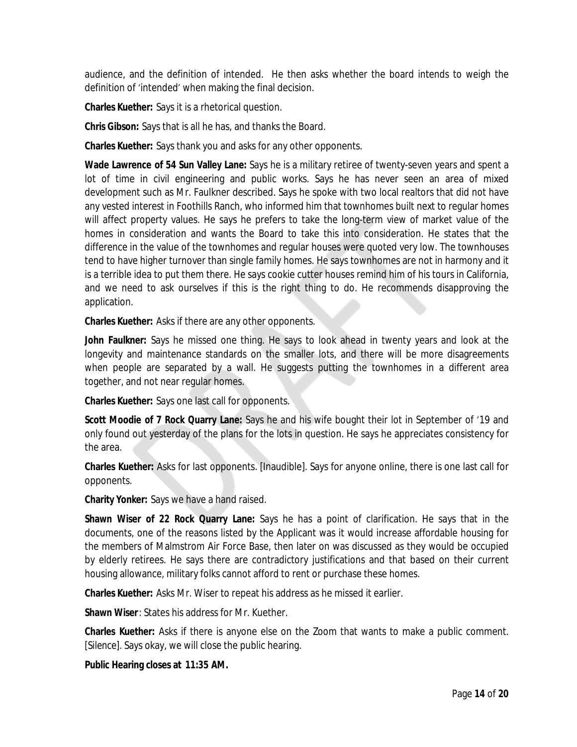audience, and the definition of intended. He then asks whether the board intends to weigh the definition of 'intended' when making the final decision.

**Charles Kuether:** Says it is a rhetorical question.

**Chris Gibson:** Says that is all he has, and thanks the Board.

**Charles Kuether:** Says thank you and asks for any other opponents.

**Wade Lawrence of 54 Sun Valley Lane:** Says he is a military retiree of twenty-seven years and spent a lot of time in civil engineering and public works. Says he has never seen an area of mixed development such as Mr. Faulkner described. Says he spoke with two local realtors that did not have any vested interest in Foothills Ranch, who informed him that townhomes built next to regular homes will affect property values. He says he prefers to take the long-term view of market value of the homes in consideration and wants the Board to take this into consideration. He states that the difference in the value of the townhomes and regular houses were quoted very low. The townhouses tend to have higher turnover than single family homes. He says townhomes are not in harmony and it is a terrible idea to put them there. He says cookie cutter houses remind him of his tours in California, and we need to ask ourselves if this is the right thing to do. He recommends disapproving the application.

**Charles Kuether:** Asks if there are any other opponents.

**John Faulkner:** Says he missed one thing. He says to look ahead in twenty years and look at the longevity and maintenance standards on the smaller lots, and there will be more disagreements when people are separated by a wall. He suggests putting the townhomes in a different area together, and not near regular homes.

**Charles Kuether:** Says one last call for opponents.

**Scott Moodie of 7 Rock Quarry Lane:** Says he and his wife bought their lot in September of '19 and only found out yesterday of the plans for the lots in question. He says he appreciates consistency for the area.

**Charles Kuether:** Asks for last opponents. [Inaudible]. Says for anyone online, there is one last call for opponents.

**Charity Yonker:** Says we have a hand raised.

**Shawn Wiser of 22 Rock Quarry Lane:** Says he has a point of clarification. He says that in the documents, one of the reasons listed by the Applicant was it would increase affordable housing for the members of Malmstrom Air Force Base, then later on was discussed as they would be occupied by elderly retirees. He says there are contradictory justifications and that based on their current housing allowance, military folks cannot afford to rent or purchase these homes.

**Charles Kuether:** Asks Mr. Wiser to repeat his address as he missed it earlier.

**Shawn Wiser**: States his address for Mr. Kuether.

**Charles Kuether:** Asks if there is anyone else on the Zoom that wants to make a public comment. [Silence]. Says okay, we will close the public hearing.

**Public Hearing closes at 11:35 AM.**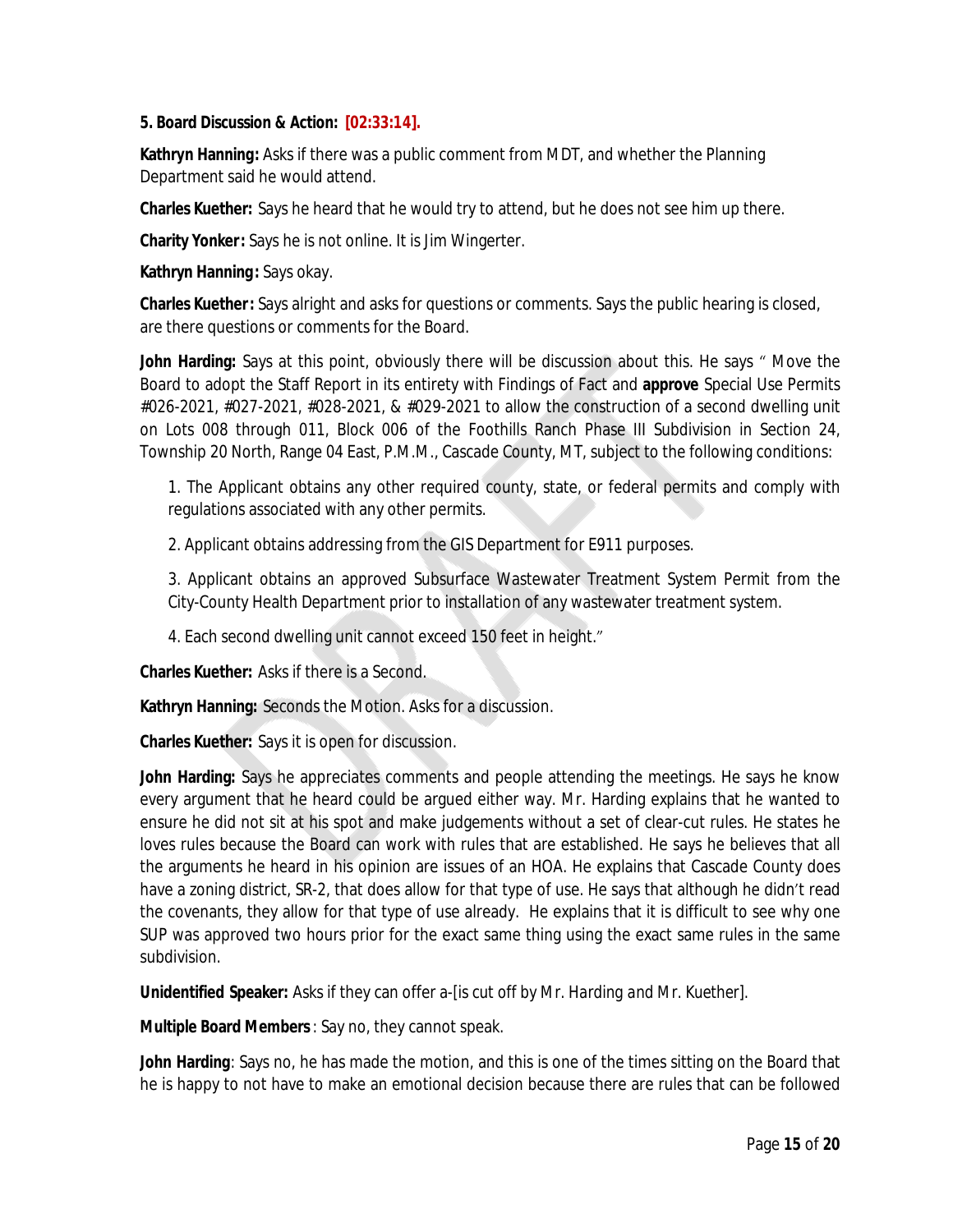**5. Board Discussion & Action: [02:33:14].**

**Kathryn Hanning:** Asks if there was a public comment from MDT, and whether the Planning Department said he would attend.

**Charles Kuether:** Says he heard that he would try to attend, but he does not see him up there.

**Charity Yonker:** Says he is not online. It is Jim Wingerter.

**Kathryn Hanning:** Says okay.

**Charles Kuether:** Says alright and asks for questions or comments. Says the public hearing is closed, are there questions or comments for the Board.

**John Harding:** Says at this point, obviously there will be discussion about this. He says " Move the Board to adopt the Staff Report in its entirety with Findings of Fact and **approve** Special Use Permits #026-2021, #027-2021, #028-2021, & #029-2021 to allow the construction of a second dwelling unit on Lots 008 through 011, Block 006 of the Foothills Ranch Phase III Subdivision in Section 24, Township 20 North, Range 04 East, P.M.M., Cascade County, MT, subject to the following conditions:

1. The Applicant obtains any other required county, state, or federal permits and comply with regulations associated with any other permits.

2. Applicant obtains addressing from the GIS Department for E911 purposes.

3. Applicant obtains an approved Subsurface Wastewater Treatment System Permit from the City-County Health Department prior to installation of any wastewater treatment system.

4. Each second dwelling unit cannot exceed 150 feet in height."

**Charles Kuether:** Asks if there is a Second.

**Kathryn Hanning:** Seconds the Motion. Asks for a discussion.

**Charles Kuether:** Says it is open for discussion.

**John Harding:** Says he appreciates comments and people attending the meetings. He says he know every argument that he heard could be argued either way. Mr. Harding explains that he wanted to ensure he did not sit at his spot and make judgements without a set of clear-cut rules. He states he loves rules because the Board can work with rules that are established. He says he believes that all the arguments he heard in his opinion are issues of an HOA. He explains that Cascade County does have a zoning district, SR-2, that does allow for that type of use. He says that although he didn't read the covenants, they allow for that type of use already. He explains that it is difficult to see why one SUP was approved two hours prior for the exact same thing using the exact same rules in the same subdivision.

**Unidentified Speaker:** Asks if they can offer a-[is cut off by Mr. Harding and Mr. Kuether].

**Multiple Board Members**: Say no, they cannot speak.

**John Harding**: Says no, he has made the motion, and this is one of the times sitting on the Board that he is happy to not have to make an emotional decision because there are rules that can be followed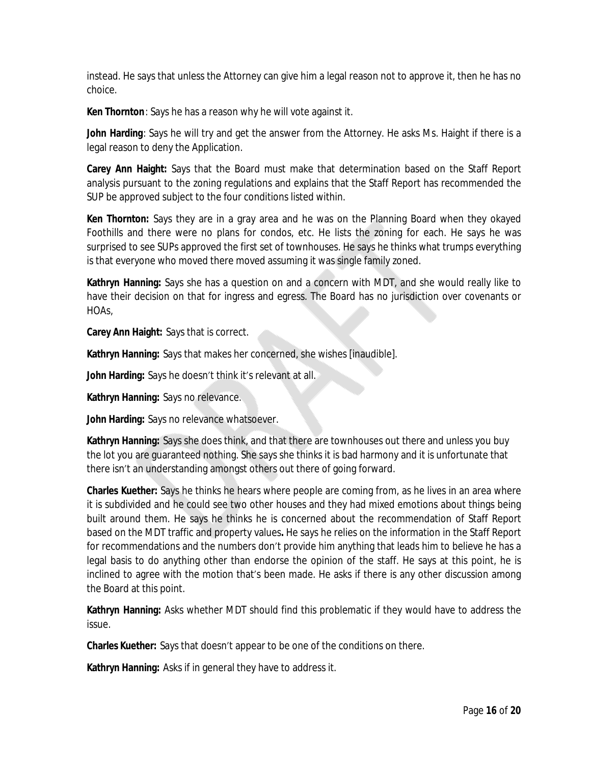instead. He says that unless the Attorney can give him a legal reason not to approve it, then he has no choice.

**Ken Thornton**: Says he has a reason why he will vote against it.

**John Harding**: Says he will try and get the answer from the Attorney. He asks Ms. Haight if there is a legal reason to deny the Application.

**Carey Ann Haight:** Says that the Board must make that determination based on the Staff Report analysis pursuant to the zoning regulations and explains that the Staff Report has recommended the SUP be approved subject to the four conditions listed within.

**Ken Thornton:** Says they are in a gray area and he was on the Planning Board when they okayed Foothills and there were no plans for condos, etc. He lists the zoning for each. He says he was surprised to see SUPs approved the first set of townhouses. He says he thinks what trumps everything is that everyone who moved there moved assuming it was single family zoned.

**Kathryn Hanning:** Says she has a question on and a concern with MDT, and she would really like to have their decision on that for ingress and egress. The Board has no jurisdiction over covenants or HOAs,

**Carey Ann Haight:** Says that is correct.

**Kathryn Hanning:** Says that makes her concerned, she wishes [inaudible].

**John Harding:** Says he doesn't think it's relevant at all.

**Kathryn Hanning:** Says no relevance.

**John Harding:** Says no relevance whatsoever.

**Kathryn Hanning:** Says she does think, and that there are townhouses out there and unless you buy the lot you are guaranteed nothing. She says she thinks it is bad harmony and it is unfortunate that there isn't an understanding amongst others out there of going forward.

**Charles Kuether:** Says he thinks he hears where people are coming from, as he lives in an area where it is subdivided and he could see two other houses and they had mixed emotions about things being built around them. He says he thinks he is concerned about the recommendation of Staff Report based on the MDT traffic and property values**.** He says he relies on the information in the Staff Report for recommendations and the numbers don't provide him anything that leads him to believe he has a legal basis to do anything other than endorse the opinion of the staff. He says at this point, he is inclined to agree with the motion that's been made. He asks if there is any other discussion among the Board at this point.

**Kathryn Hanning:** Asks whether MDT should find this problematic if they would have to address the issue.

**Charles Kuether:** Says that doesn't appear to be one of the conditions on there.

**Kathryn Hanning:** Asks if in general they have to address it.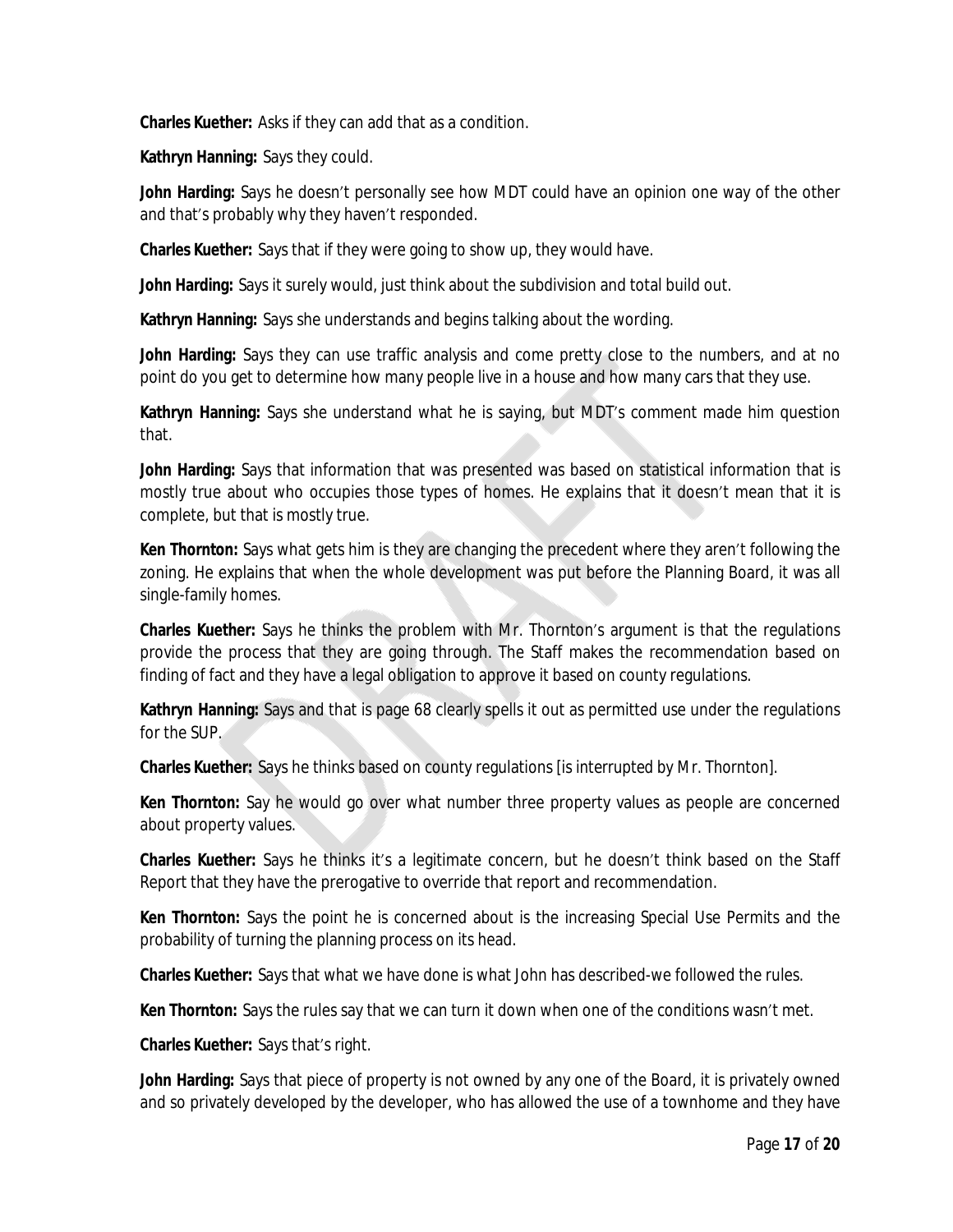**Charles Kuether:** Asks if they can add that as a condition.

**Kathryn Hanning:** Says they could.

**John Harding:** Says he doesn't personally see how MDT could have an opinion one way of the other and that's probably why they haven't responded.

**Charles Kuether:** Says that if they were going to show up, they would have.

**John Harding:** Says it surely would, just think about the subdivision and total build out.

**Kathryn Hanning:** Says she understands and begins talking about the wording.

**John Harding:** Says they can use traffic analysis and come pretty close to the numbers, and at no point do you get to determine how many people live in a house and how many cars that they use.

**Kathryn Hanning:** Says she understand what he is saying, but MDT's comment made him question that.

**John Harding:** Says that information that was presented was based on statistical information that is mostly true about who occupies those types of homes. He explains that it doesn't mean that it is complete, but that is mostly true.

**Ken Thornton:** Says what gets him is they are changing the precedent where they aren't following the zoning. He explains that when the whole development was put before the Planning Board, it was all single-family homes.

**Charles Kuether:** Says he thinks the problem with Mr. Thornton's argument is that the regulations provide the process that they are going through. The Staff makes the recommendation based on finding of fact and they have a legal obligation to approve it based on county regulations.

**Kathryn Hanning:** Says and that is page 68 clearly spells it out as permitted use under the regulations for the SUP.

**Charles Kuether:** Says he thinks based on county regulations [is interrupted by Mr. Thornton].

**Ken Thornton:** Say he would go over what number three property values as people are concerned about property values.

**Charles Kuether:** Says he thinks it's a legitimate concern, but he doesn't think based on the Staff Report that they have the prerogative to override that report and recommendation.

**Ken Thornton:** Says the point he is concerned about is the increasing Special Use Permits and the probability of turning the planning process on its head.

**Charles Kuether:** Says that what we have done is what John has described-we followed the rules.

**Ken Thornton:** Says the rules say that we can turn it down when one of the conditions wasn't met.

**Charles Kuether:** Says that's right.

**John Harding:** Says that piece of property is not owned by any one of the Board, it is privately owned and so privately developed by the developer, who has allowed the use of a townhome and they have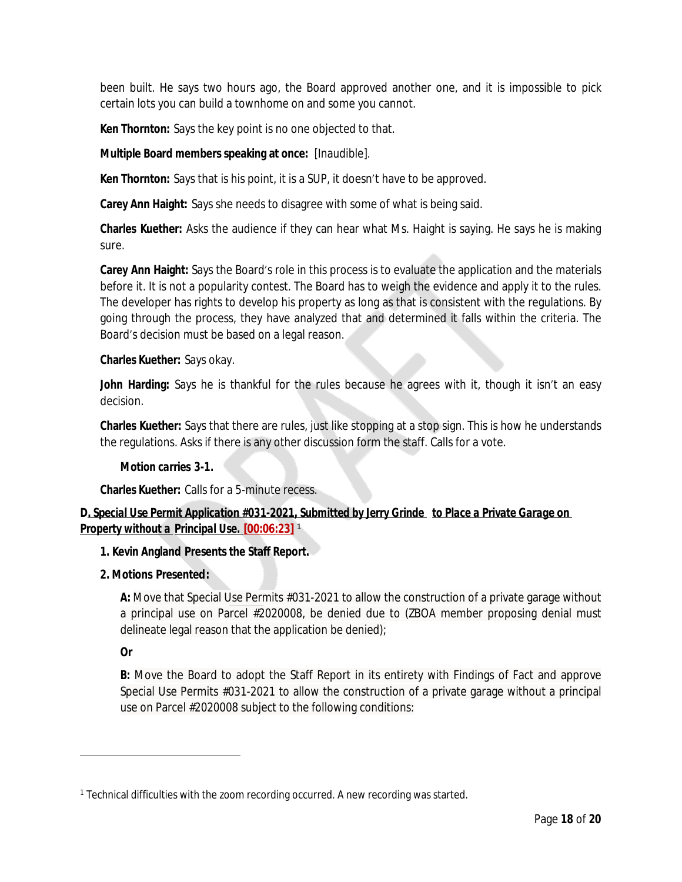been built. He says two hours ago, the Board approved another one, and it is impossible to pick certain lots you can build a townhome on and some you cannot.

**Ken Thornton:** Says the key point is no one objected to that.

**Multiple Board members speaking at once:** [Inaudible].

**Ken Thornton:** Says that is his point, it is a SUP, it doesn't have to be approved.

**Carey Ann Haight:** Says she needs to disagree with some of what is being said.

**Charles Kuether:** Asks the audience if they can hear what Ms. Haight is saying. He says he is making sure.

**Carey Ann Haight:** Says the Board's role in this process is to evaluate the application and the materials before it. It is not a popularity contest. The Board has to weigh the evidence and apply it to the rules. The developer has rights to develop his property as long as that is consistent with the regulations. By going through the process, they have analyzed that and determined it falls within the criteria. The Board's decision must be based on a legal reason.

**Charles Kuether:** Says okay.

**John Harding:** Says he is thankful for the rules because he agrees with it, though it isn't an easy decision.

**Charles Kuether:** Says that there are rules, just like stopping at a stop sign. This is how he understands the regulations. Asks if there is any other discussion form the staff. Calls for a vote.

***Motion carries 3-1.***

**Charles Kuether:** Calls for a 5-minute recess.

***D. Special Use Permit Application #031-2021, Submitted by Jerry Grinde to Place a Private Garage on Property without a Principal Use. [00:06:23]*** [1]

**1. Kevin Angland Presents the Staff Report.**

**2. Motions Presented:**

**A:** Move that Special Use Permits #031-2021 to allow the construction of a private garage without a principal use on Parcel #2020008, be denied due to (ZBOA member proposing denial must delineate legal reason that the application be denied);

**Or**

**B:** Move the Board to adopt the Staff Report in its entirety with Findings of Fact and approve Special Use Permits #031-2021 to allow the construction of a private garage without a principal use on Parcel #2020008 subject to the following conditions:

---

[1] Technical difficulties with the zoom recording occurred. A new recording was started.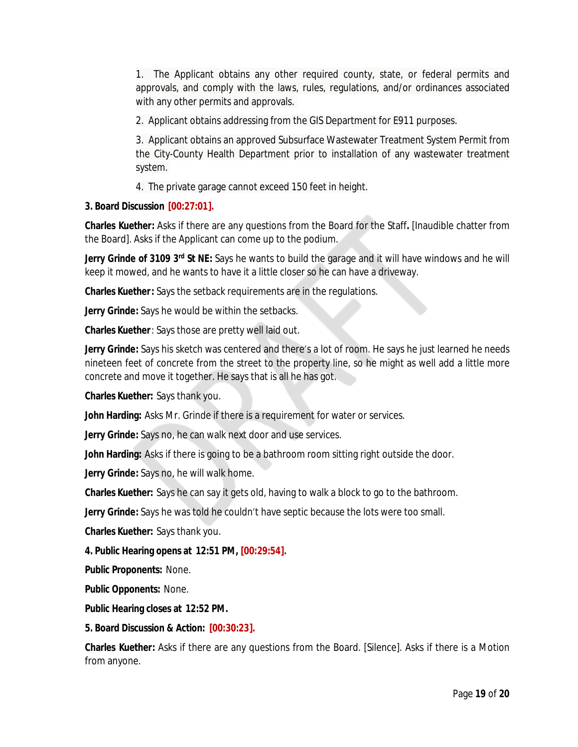1. The Applicant obtains any other required county, state, or federal permits and approvals, and comply with the laws, rules, regulations, and/or ordinances associated with any other permits and approvals.

2. Applicant obtains addressing from the GIS Department for E911 purposes.

3. Applicant obtains an approved Subsurface Wastewater Treatment System Permit from the City-County Health Department prior to installation of any wastewater treatment system.

4. The private garage cannot exceed 150 feet in height.

**3. Board Discussion [00:27:01].**

**Charles Kuether:** Asks if there are any questions from the Board for the Staff**.** [Inaudible chatter from the Board]. Asks if the Applicant can come up to the podium.

**Jerry Grinde of 3109 3rd St NE:** Says he wants to build the garage and it will have windows and he will keep it mowed, and he wants to have it a little closer so he can have a driveway.

**Charles Kuether:** Says the setback requirements are in the regulations.

**Jerry Grinde:** Says he would be within the setbacks.

**Charles Kuether**: Says those are pretty well laid out.

**Jerry Grinde:** Says his sketch was centered and there's a lot of room. He says he just learned he needs nineteen feet of concrete from the street to the property line, so he might as well add a little more concrete and move it together. He says that is all he has got.

**Charles Kuether:** Says thank you.

**John Harding:** Asks Mr. Grinde if there is a requirement for water or services.

**Jerry Grinde:** Says no, he can walk next door and use services.

**John Harding:** Asks if there is going to be a bathroom room sitting right outside the door.

**Jerry Grinde:** Says no, he will walk home.

**Charles Kuether:** Says he can say it gets old, having to walk a block to go to the bathroom.

**Jerry Grinde:** Says he was told he couldn't have septic because the lots were too small.

**Charles Kuether:** Says thank you.

**4. Public Hearing opens at 12:51 PM, [00:29:54].**

**Public Proponents:** None.

**Public Opponents:** None.

**Public Hearing closes at 12:52 PM.**

**5. Board Discussion & Action: [00:30:23].**

**Charles Kuether:** Asks if there are any questions from the Board. [Silence]. Asks if there is a Motion from anyone.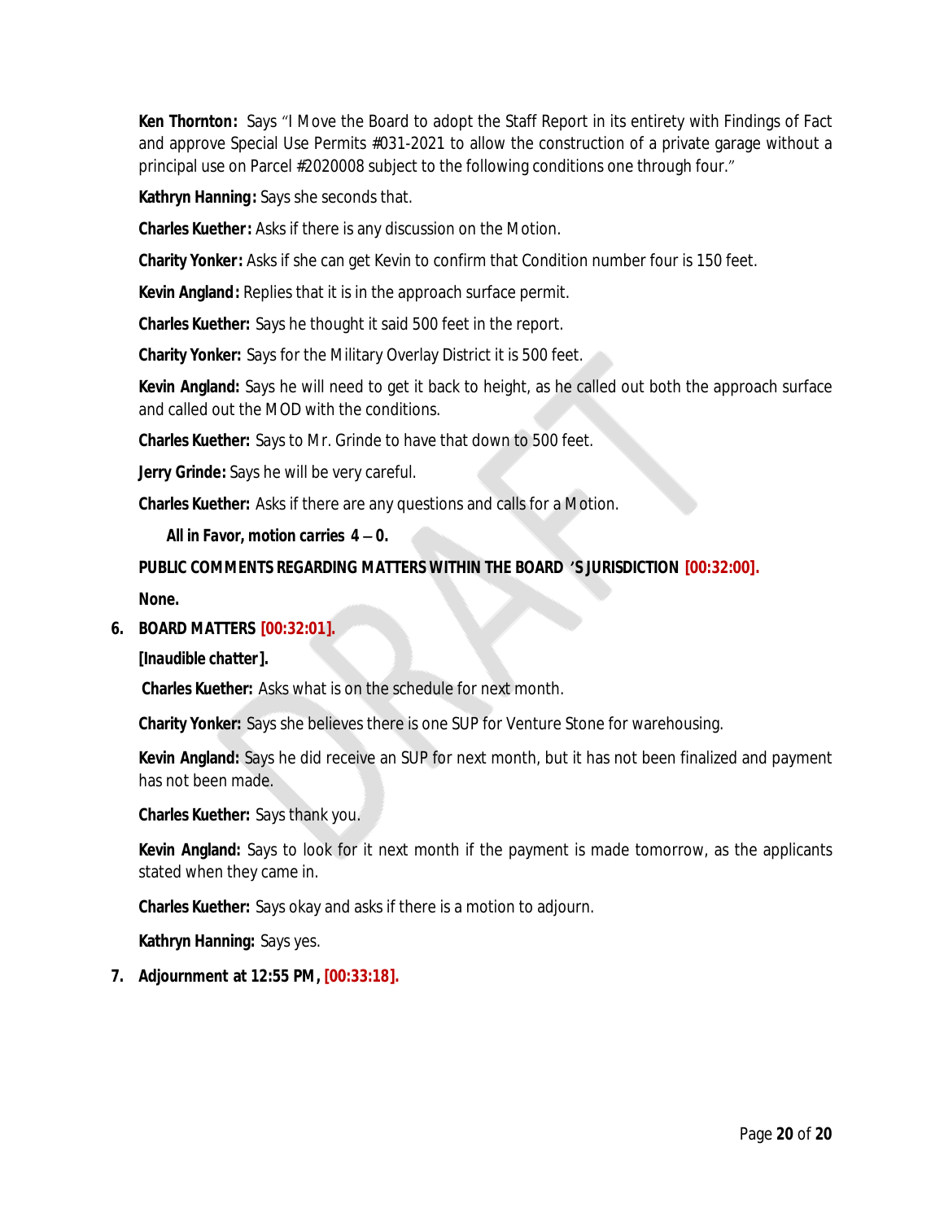**Ken Thornton:** Says "I Move the Board to adopt the Staff Report in its entirety with Findings of Fact and approve Special Use Permits #031-2021 to allow the construction of a private garage without a principal use on Parcel #2020008 subject to the following conditions one through four."

**Kathryn Hanning:** Says she seconds that.

**Charles Kuether:** Asks if there is any discussion on the Motion.

**Charity Yonker:** Asks if she can get Kevin to confirm that Condition number four is 150 feet.

**Kevin Angland:** Replies that it is in the approach surface permit.

**Charles Kuether:** Says he thought it said 500 feet in the report.

**Charity Yonker:** Says for the Military Overlay District it is 500 feet.

**Kevin Angland:** Says he will need to get it back to height, as he called out both the approach surface and called out the MOD with the conditions.

**Charles Kuether:** Says to Mr. Grinde to have that down to 500 feet.

**Jerry Grinde:** Says he will be very careful.

**Charles Kuether:** Asks if there are any questions and calls for a Motion.

***All in Favor, motion carries 4 – 0.***

**PUBLIC COMMENTS REGARDING MATTERS WITHIN THE BOARD 'S JURISDICTION [00:32:00].**

**None.**

6. **BOARD MATTERS [00:32:01].**

**[Inaudible chatter].**

**Charles Kuether:** Asks what is on the schedule for next month.

**Charity Yonker:** Says she believes there is one SUP for Venture Stone for warehousing.

**Kevin Angland:** Says he did receive an SUP for next month, but it has not been finalized and payment has not been made.

**Charles Kuether:** Says thank you.

**Kevin Angland:** Says to look for it next month if the payment is made tomorrow, as the applicants stated when they came in.

**Charles Kuether:** Says okay and asks if there is a motion to adjourn.

**Kathryn Hanning:** Says yes.

7. **Adjournment at 12:55 PM, [00:33:18].**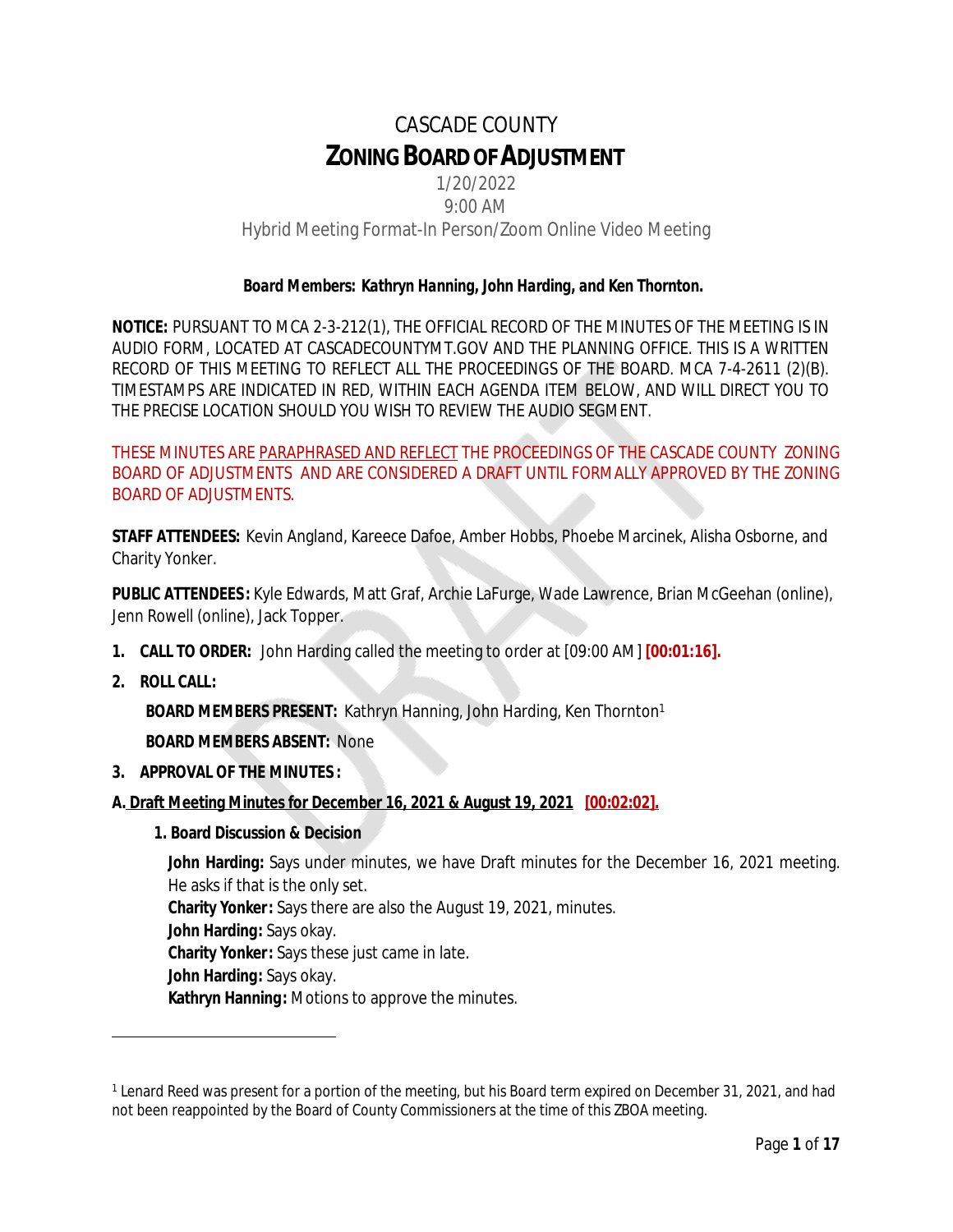# CASCADE COUNTY
# ZONING BOARD OF ADJUSTMENT

1/20/2022
9:00 AM
Hybrid Meeting Format-In Person/Zoom Online Video Meeting

***Board Members: Kathryn Hanning, John Harding, and Ken Thornton.***

**NOTICE:** PURSUANT TO MCA 2-3-212(1), THE OFFICIAL RECORD OF THE MINUTES OF THE MEETING IS IN AUDIO FORM, LOCATED AT CASCADECOUNTYMT.GOV AND THE PLANNING OFFICE. THIS IS A WRITTEN RECORD OF THIS MEETING TO REFLECT ALL THE PROCEEDINGS OF THE BOARD. MCA 7-4-2611 (2)(B). TIMESTAMPS ARE INDICATED IN RED, WITHIN EACH AGENDA ITEM BELOW, AND WILL DIRECT YOU TO THE PRECISE LOCATION SHOULD YOU WISH TO REVIEW THE AUDIO SEGMENT.

THESE MINUTES ARE PARAPHRASED AND REFLECT THE PROCEEDINGS OF THE CASCADE COUNTY ZONING BOARD OF ADJUSTMENTS AND ARE CONSIDERED A DRAFT UNTIL FORMALLY APPROVED BY THE ZONING BOARD OF ADJUSTMENTS.

**STAFF ATTENDEES:** Kevin Angland, Kareece Dafoe, Amber Hobbs, Phoebe Marcinek, Alisha Osborne, and Charity Yonker.

**PUBLIC ATTENDEES:** Kyle Edwards, Matt Graf, Archie LaFurge, Wade Lawrence, Brian McGeehan (online), Jenn Rowell (online), Jack Topper.

1. **CALL TO ORDER:** John Harding called the meeting to order at [09:00 AM] **[00:01:16].**
2. **ROLL CALL:**

   **BOARD MEMBERS PRESENT:** Kathryn Hanning, John Harding, Ken Thornton[1]

   **BOARD MEMBERS ABSENT:** None
3. **APPROVAL OF THE MINUTES:**

**A. Draft Meeting Minutes for December 16, 2021 & August 19, 2021 [00:02:02].**

**1. Board Discussion & Decision**

**John Harding:** Says under minutes, we have Draft minutes for the December 16, 2021 meeting. He asks if that is the only set.
**Charity Yonker:** Says there are also the August 19, 2021, minutes.
**John Harding:** Says okay.
**Charity Yonker:** Says these just came in late.
**John Harding:** Says okay.
**Kathryn Hanning:** Motions to approve the minutes.

---

[1] Lenard Reed was present for a portion of the meeting, but his Board term expired on December 31, 2021, and had not been reappointed by the Board of County Commissioners at the time of this ZBOA meeting.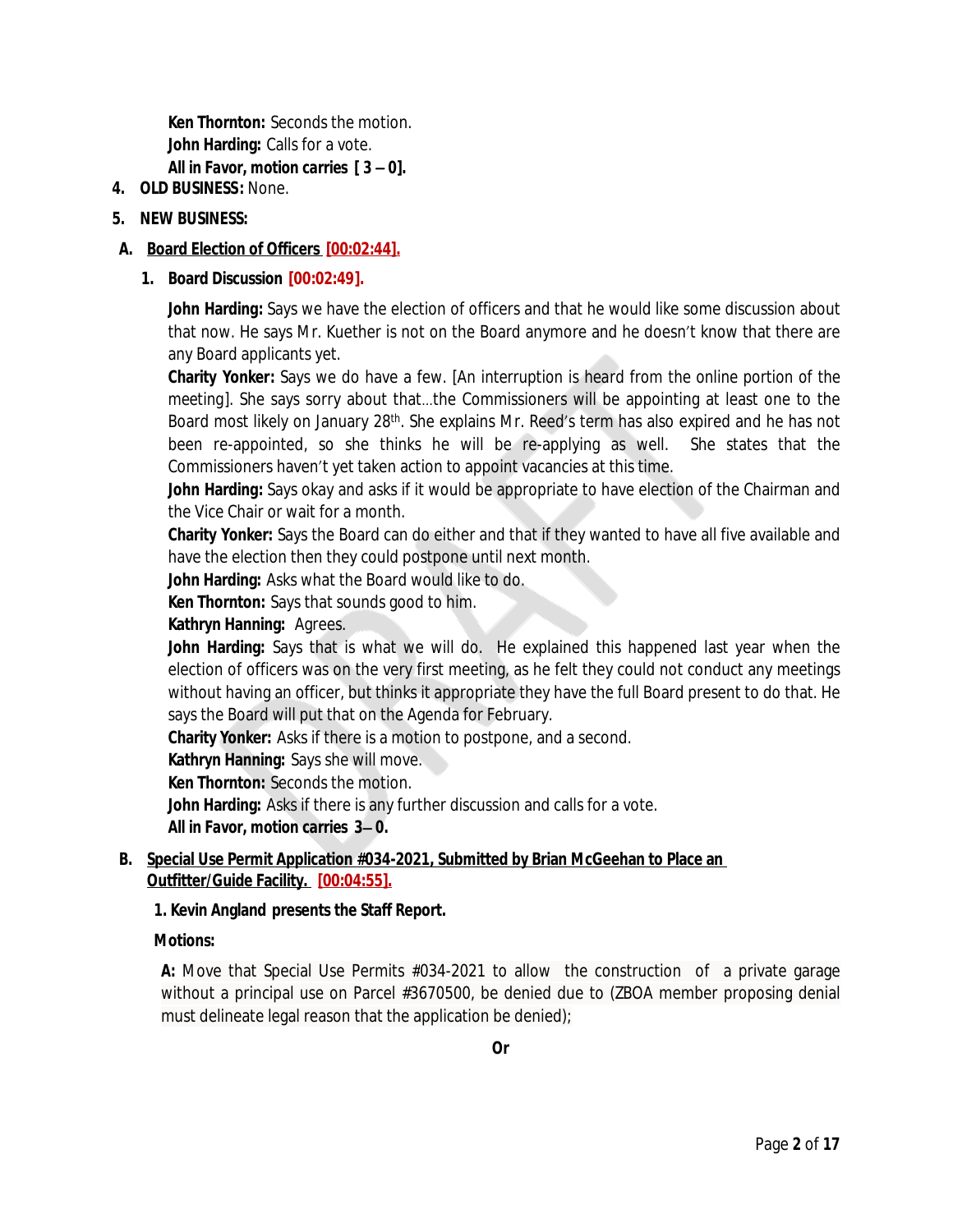**Ken Thornton:** Seconds the motion.
**John Harding:** Calls for a vote.
***All in Favor, motion carries [ 3 – 0].***

4. **OLD BUSINESS:** None.
5. **NEW BUSINESS:**

**A. Board Election of Officers [00:02:44].**

**1. Board Discussion [00:02:49].**

**John Harding:** Says we have the election of officers and that he would like some discussion about that now. He says Mr. Kuether is not on the Board anymore and he doesn't know that there are any Board applicants yet.
**Charity Yonker:** Says we do have a few. [An interruption is heard from the online portion of the meeting]. She says sorry about that…the Commissioners will be appointing at least one to the Board most likely on January 28th. She explains Mr. Reed's term has also expired and he has not been re-appointed, so she thinks he will be re-applying as well. She states that the Commissioners haven't yet taken action to appoint vacancies at this time.
**John Harding:** Says okay and asks if it would be appropriate to have election of the Chairman and the Vice Chair or wait for a month.
**Charity Yonker:** Says the Board can do either and that if they wanted to have all five available and have the election then they could postpone until next month.
**John Harding:** Asks what the Board would like to do.
**Ken Thornton:** Says that sounds good to him.
**Kathryn Hanning:** Agrees.
**John Harding:** Says that is what we will do. He explained this happened last year when the election of officers was on the very first meeting, as he felt they could not conduct any meetings without having an officer, but thinks it appropriate they have the full Board present to do that. He says the Board will put that on the Agenda for February.
**Charity Yonker:** Asks if there is a motion to postpone, and a second.
**Kathryn Hanning:** Says she will move.
**Ken Thornton:** Seconds the motion.
**John Harding:** Asks if there is any further discussion and calls for a vote.
***All in Favor, motion carries 3 – 0.***

**B. Special Use Permit Application #034-2021, Submitted by Brian McGeehan to Place an Outfitter/Guide Facility. [00:04:55].**

**1. Kevin Angland presents the Staff Report.**

**Motions:**

**A:** Move that Special Use Permits #034-2021 to allow the construction of a private garage without a principal use on Parcel #3670500, be denied due to (ZBOA member proposing denial must delineate legal reason that the application be denied);

**Or**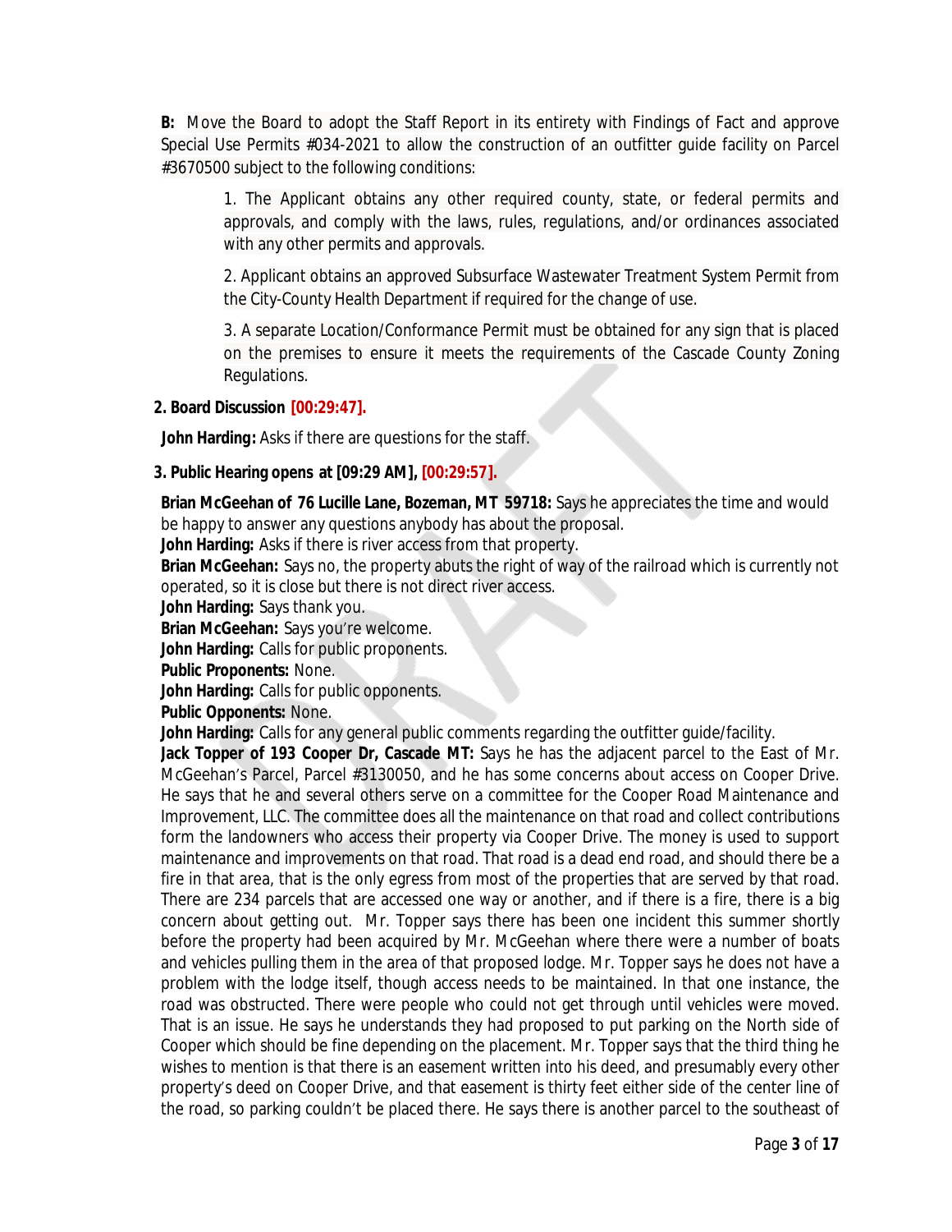**B:** Move the Board to adopt the Staff Report in its entirety with Findings of Fact and approve Special Use Permits #034-2021 to allow the construction of an outfitter guide facility on Parcel #3670500 subject to the following conditions:

> 1. The Applicant obtains any other required county, state, or federal permits and approvals, and comply with the laws, rules, regulations, and/or ordinances associated with any other permits and approvals.
>
> 2. Applicant obtains an approved Subsurface Wastewater Treatment System Permit from the City-County Health Department if required for the change of use.
>
> 3. A separate Location/Conformance Permit must be obtained for any sign that is placed on the premises to ensure it meets the requirements of the Cascade County Zoning Regulations.

**2. Board Discussion [00:29:47].**

**John Harding:** Asks if there are questions for the staff.

**3. Public Hearing opens at [09:29 AM], [00:29:57].**

**Brian McGeehan of 76 Lucille Lane, Bozeman, MT 59718:** Says he appreciates the time and would be happy to answer any questions anybody has about the proposal.
**John Harding:** Asks if there is river access from that property.
**Brian McGeehan:** Says no, the property abuts the right of way of the railroad which is currently not operated, so it is close but there is not direct river access.
**John Harding:** Says thank you.
**Brian McGeehan:** Says you're welcome.
**John Harding:** Calls for public proponents.
**Public Proponents:** None.
**John Harding:** Calls for public opponents.
**Public Opponents:** None.
**John Harding:** Calls for any general public comments regarding the outfitter guide/facility.
**Jack Topper of 193 Cooper Dr, Cascade MT:** Says he has the adjacent parcel to the East of Mr. McGeehan's Parcel, Parcel #3130050, and he has some concerns about access on Cooper Drive. He says that he and several others serve on a committee for the Cooper Road Maintenance and Improvement, LLC. The committee does all the maintenance on that road and collect contributions form the landowners who access their property via Cooper Drive. The money is used to support maintenance and improvements on that road. That road is a dead end road, and should there be a fire in that area, that is the only egress from most of the properties that are served by that road. There are 234 parcels that are accessed one way or another, and if there is a fire, there is a big concern about getting out. Mr. Topper says there has been one incident this summer shortly before the property had been acquired by Mr. McGeehan where there were a number of boats and vehicles pulling them in the area of that proposed lodge. Mr. Topper says he does not have a problem with the lodge itself, though access needs to be maintained. In that one instance, the road was obstructed. There were people who could not get through until vehicles were moved. That is an issue. He says he understands they had proposed to put parking on the North side of Cooper which should be fine depending on the placement. Mr. Topper says that the third thing he wishes to mention is that there is an easement written into his deed, and presumably every other property's deed on Cooper Drive, and that easement is thirty feet either side of the center line of the road, so parking couldn't be placed there. He says there is another parcel to the southeast of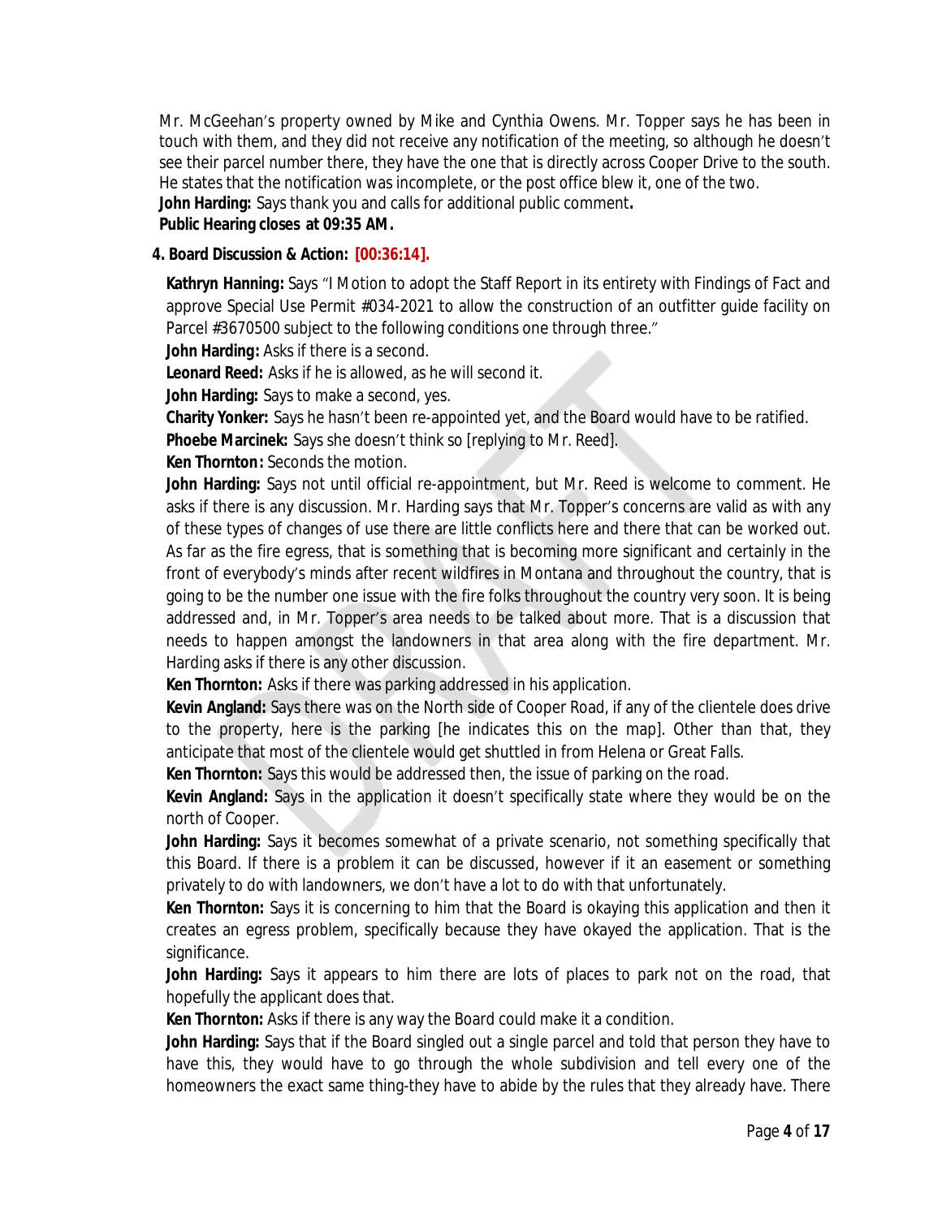Mr. McGeehan's property owned by Mike and Cynthia Owens. Mr. Topper says he has been in touch with them, and they did not receive any notification of the meeting, so although he doesn't see their parcel number there, they have the one that is directly across Cooper Drive to the south. He states that the notification was incomplete, or the post office blew it, one of the two.

**John Harding:** Says thank you and calls for additional public comment**.**

**Public Hearing closes at 09:35 AM.**

**4. Board Discussion & Action: [00:36:14].**

**Kathryn Hanning:** Says "I Motion to adopt the Staff Report in its entirety with Findings of Fact and approve Special Use Permit #034-2021 to allow the construction of an outfitter guide facility on Parcel #3670500 subject to the following conditions one through three."

**John Harding:** Asks if there is a second.

**Leonard Reed:** Asks if he is allowed, as he will second it.

**John Harding:** Says to make a second, yes.

**Charity Yonker:** Says he hasn't been re-appointed yet, and the Board would have to be ratified.

**Phoebe Marcinek:** Says she doesn't think so [replying to Mr. Reed].

**Ken Thornton:** Seconds the motion.

**John Harding:** Says not until official re-appointment, but Mr. Reed is welcome to comment. He asks if there is any discussion. Mr. Harding says that Mr. Topper's concerns are valid as with any of these types of changes of use there are little conflicts here and there that can be worked out. As far as the fire egress, that is something that is becoming more significant and certainly in the front of everybody's minds after recent wildfires in Montana and throughout the country, that is going to be the number one issue with the fire folks throughout the country very soon. It is being addressed and, in Mr. Topper's area needs to be talked about more. That is a discussion that needs to happen amongst the landowners in that area along with the fire department. Mr. Harding asks if there is any other discussion.

**Ken Thornton:** Asks if there was parking addressed in his application.

**Kevin Angland:** Says there was on the North side of Cooper Road, if any of the clientele does drive to the property, here is the parking [he indicates this on the map]. Other than that, they anticipate that most of the clientele would get shuttled in from Helena or Great Falls.

**Ken Thornton:** Says this would be addressed then, the issue of parking on the road.

**Kevin Angland:** Says in the application it doesn't specifically state where they would be on the north of Cooper.

**John Harding:** Says it becomes somewhat of a private scenario, not something specifically that this Board. If there is a problem it can be discussed, however if it an easement or something privately to do with landowners, we don't have a lot to do with that unfortunately.

**Ken Thornton:** Says it is concerning to him that the Board is okaying this application and then it creates an egress problem, specifically because they have okayed the application. That is the significance.

**John Harding:** Says it appears to him there are lots of places to park not on the road, that hopefully the applicant does that.

**Ken Thornton:** Asks if there is any way the Board could make it a condition.

**John Harding:** Says that if the Board singled out a single parcel and told that person they have to have this, they would have to go through the whole subdivision and tell every one of the homeowners the exact same thing-they have to abide by the rules that they already have. There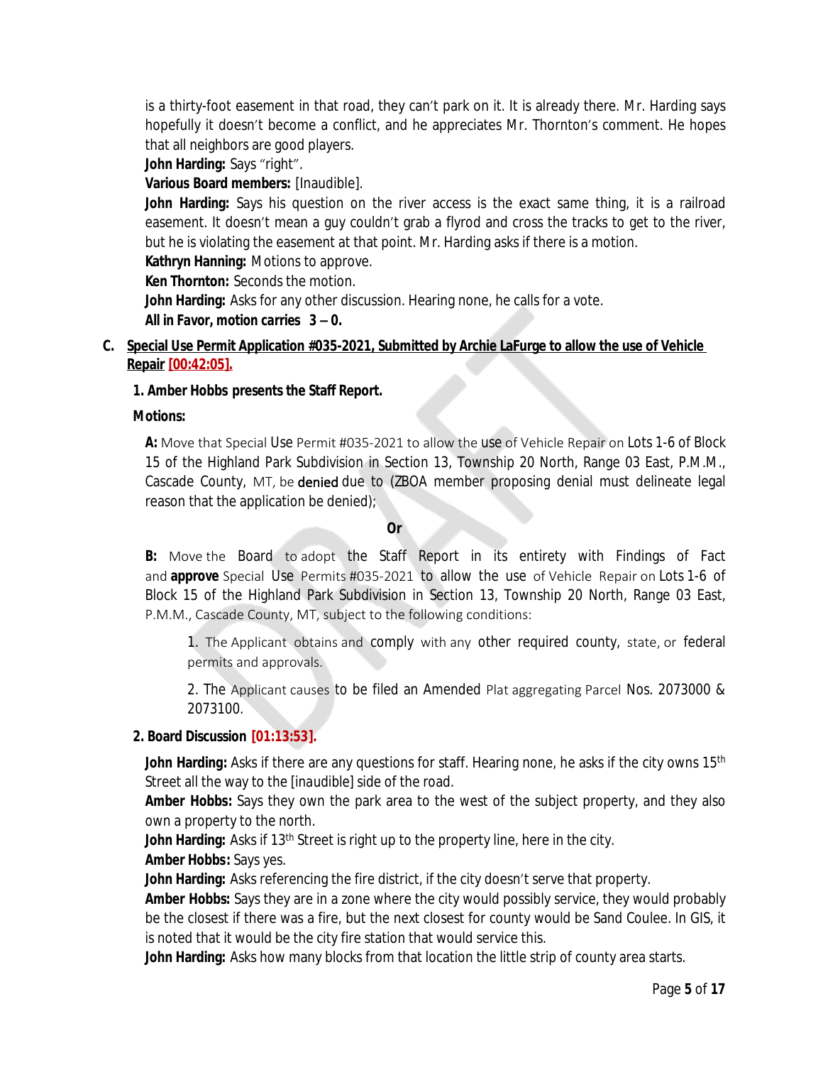is a thirty-foot easement in that road, they can't park on it. It is already there. Mr. Harding says hopefully it doesn't become a conflict, and he appreciates Mr. Thornton's comment. He hopes that all neighbors are good players.

**John Harding:** Says "right".

**Various Board members:** [Inaudible].

**John Harding:** Says his question on the river access is the exact same thing, it is a railroad easement. It doesn't mean a guy couldn't grab a flyrod and cross the tracks to get to the river, but he is violating the easement at that point. Mr. Harding asks if there is a motion.

**Kathryn Hanning:** Motions to approve.

**Ken Thornton:** Seconds the motion.

**John Harding:** Asks for any other discussion. Hearing none, he calls for a vote.

**All in Favor, motion carries 3 – 0.**

**C. Special Use Permit Application #035-2021, Submitted by Archie LaFurge to allow the use of Vehicle Repair [00:42:05].**

**1. Amber Hobbs presents the Staff Report.**

**Motions:**

**A:** Move that Special Use Permit #035-2021 to allow the use of Vehicle Repair on Lots 1-6 of Block 15 of the Highland Park Subdivision in Section 13, Township 20 North, Range 03 East, P.M.M., Cascade County, MT, be denied due to (ZBOA member proposing denial must delineate legal reason that the application be denied);

**Or**

**B:** Move the Board to adopt the Staff Report in its entirety with Findings of Fact and **approve** Special Use Permits #035-2021 to allow the use of Vehicle Repair on Lots 1-6 of Block 15 of the Highland Park Subdivision in Section 13, Township 20 North, Range 03 East, P.M.M., Cascade County, MT, subject to the following conditions:

1. The Applicant obtains and comply with any other required county, state, or federal permits and approvals.

2. The Applicant causes to be filed an Amended Plat aggregating Parcel Nos. 2073000 & 2073100.

**2. Board Discussion [01:13:53].**

**John Harding:** Asks if there are any questions for staff. Hearing none, he asks if the city owns 15th Street all the way to the [inaudible] side of the road.

**Amber Hobbs:** Says they own the park area to the west of the subject property, and they also own a property to the north.

**John Harding:** Asks if 13th Street is right up to the property line, here in the city.

**Amber Hobbs:** Says yes.

**John Harding:** Asks referencing the fire district, if the city doesn't serve that property.

**Amber Hobbs:** Says they are in a zone where the city would possibly service, they would probably be the closest if there was a fire, but the next closest for county would be Sand Coulee. In GIS, it is noted that it would be the city fire station that would service this.

**John Harding:** Asks how many blocks from that location the little strip of county area starts.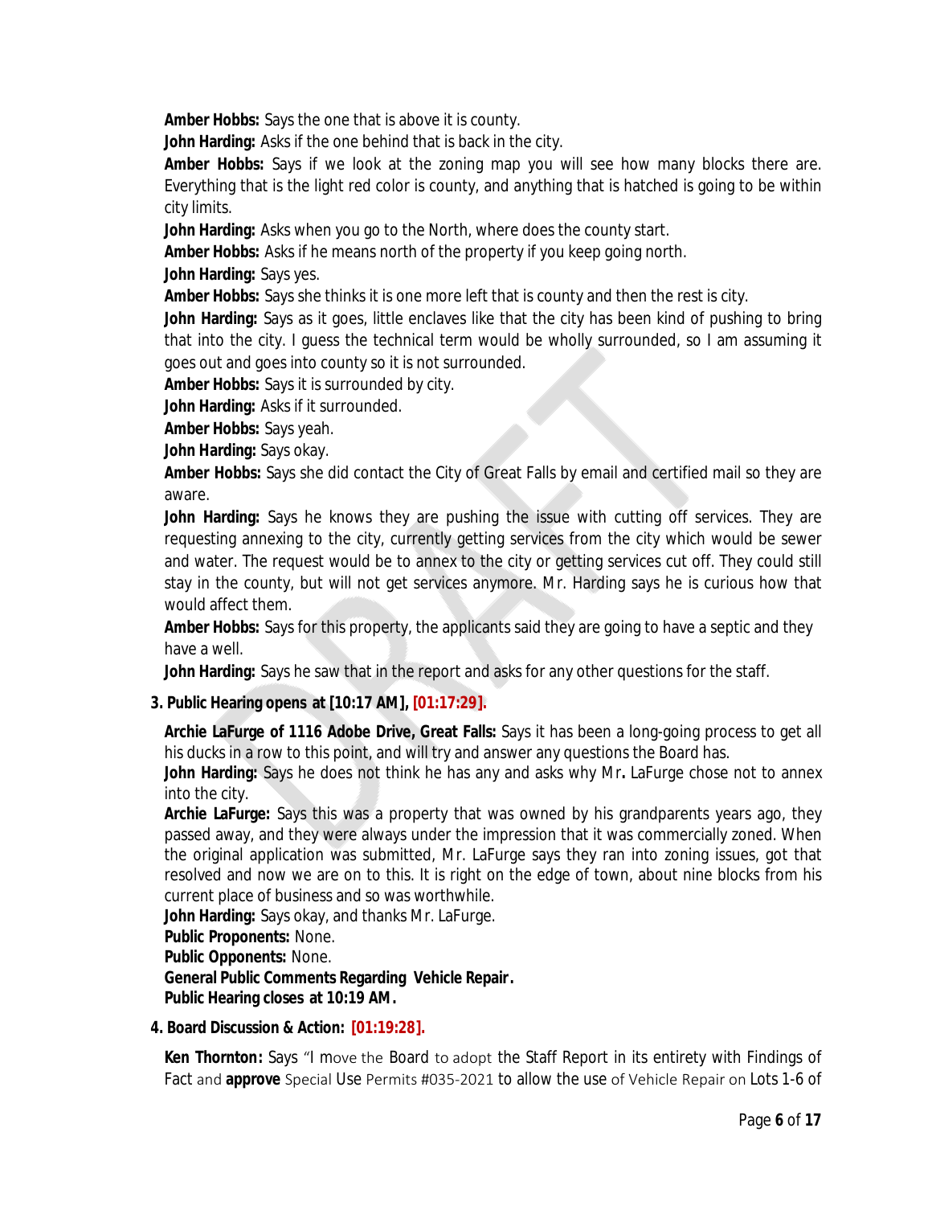**Amber Hobbs:** Says the one that is above it is county.

**John Harding:** Asks if the one behind that is back in the city.

**Amber Hobbs:** Says if we look at the zoning map you will see how many blocks there are. Everything that is the light red color is county, and anything that is hatched is going to be within city limits.

**John Harding:** Asks when you go to the North, where does the county start.

**Amber Hobbs:** Asks if he means north of the property if you keep going north.

**John Harding:** Says yes.

**Amber Hobbs:** Says she thinks it is one more left that is county and then the rest is city.

**John Harding:** Says as it goes, little enclaves like that the city has been kind of pushing to bring that into the city. I guess the technical term would be wholly surrounded, so I am assuming it goes out and goes into county so it is not surrounded.

**Amber Hobbs:** Says it is surrounded by city.

**John Harding:** Asks if it surrounded.

**Amber Hobbs:** Says yeah.

**John Harding:** Says okay.

**Amber Hobbs:** Says she did contact the City of Great Falls by email and certified mail so they are aware.

**John Harding:** Says he knows they are pushing the issue with cutting off services. They are requesting annexing to the city, currently getting services from the city which would be sewer and water. The request would be to annex to the city or getting services cut off. They could still stay in the county, but will not get services anymore. Mr. Harding says he is curious how that would affect them.

**Amber Hobbs:** Says for this property, the applicants said they are going to have a septic and they have a well.

**John Harding:** Says he saw that in the report and asks for any other questions for the staff.

**3. Public Hearing opens at [10:17 AM], [01:17:29].**

**Archie LaFurge of 1116 Adobe Drive, Great Falls:** Says it has been a long-going process to get all his ducks in a row to this point, and will try and answer any questions the Board has.

**John Harding:** Says he does not think he has any and asks why Mr**.** LaFurge chose not to annex into the city.

**Archie LaFurge:** Says this was a property that was owned by his grandparents years ago, they passed away, and they were always under the impression that it was commercially zoned. When the original application was submitted, Mr. LaFurge says they ran into zoning issues, got that resolved and now we are on to this. It is right on the edge of town, about nine blocks from his current place of business and so was worthwhile.

**John Harding:** Says okay, and thanks Mr. LaFurge.

**Public Proponents:** None.

**Public Opponents:** None.

**General Public Comments Regarding Vehicle Repair.**

**Public Hearing closes at 10:19 AM.**

**4. Board Discussion & Action: [01:19:28].**

**Ken Thornton:** Says "I move the Board to adopt the Staff Report in its entirety with Findings of Fact and **approve** Special Use Permits #035-2021 to allow the use of Vehicle Repair on Lots 1-6 of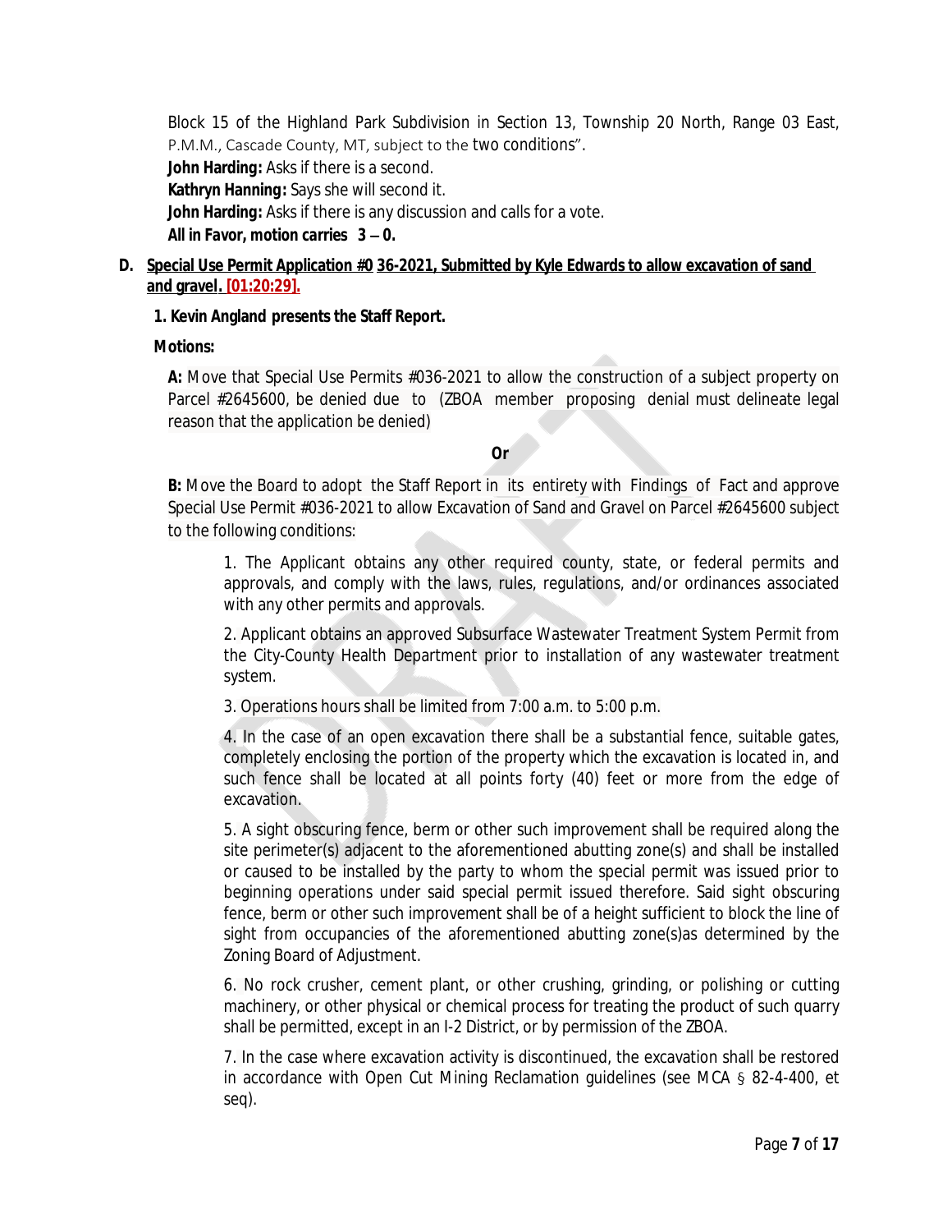Block 15 of the Highland Park Subdivision in Section 13, Township 20 North, Range 03 East, P.M.M., Cascade County, MT, subject to the two conditions".

**John Harding:** Asks if there is a second.

**Kathryn Hanning:** Says she will second it.

**John Harding:** Asks if there is any discussion and calls for a vote.

***All in Favor, motion carries 3 – 0.***

**D. Special Use Permit Application #0 36-2021, Submitted by Kyle Edwards to allow excavation of sand and gravel. [01:20:29].**

**1. Kevin Angland presents the Staff Report.**

**Motions:**

**A:** Move that Special Use Permits #036-2021 to allow the construction of a subject property on Parcel #2645600, be denied due to (ZBOA member proposing denial must delineate legal reason that the application be denied)

**Or**

**B:** Move the Board to adopt the Staff Report in its entirety with Findings of Fact and approve Special Use Permit #036-2021 to allow Excavation of Sand and Gravel on Parcel #2645600 subject to the following conditions:

1. The Applicant obtains any other required county, state, or federal permits and approvals, and comply with the laws, rules, regulations, and/or ordinances associated with any other permits and approvals.

2. Applicant obtains an approved Subsurface Wastewater Treatment System Permit from the City-County Health Department prior to installation of any wastewater treatment system.

3. Operations hours shall be limited from 7:00 a.m. to 5:00 p.m.

4. In the case of an open excavation there shall be a substantial fence, suitable gates, completely enclosing the portion of the property which the excavation is located in, and such fence shall be located at all points forty (40) feet or more from the edge of excavation.

5. A sight obscuring fence, berm or other such improvement shall be required along the site perimeter(s) adjacent to the aforementioned abutting zone(s) and shall be installed or caused to be installed by the party to whom the special permit was issued prior to beginning operations under said special permit issued therefore. Said sight obscuring fence, berm or other such improvement shall be of a height sufficient to block the line of sight from occupancies of the aforementioned abutting zone(s)as determined by the Zoning Board of Adjustment.

6. No rock crusher, cement plant, or other crushing, grinding, or polishing or cutting machinery, or other physical or chemical process for treating the product of such quarry shall be permitted, except in an I-2 District, or by permission of the ZBOA.

7. In the case where excavation activity is discontinued, the excavation shall be restored in accordance with Open Cut Mining Reclamation guidelines (see MCA § 82-4-400, et seq).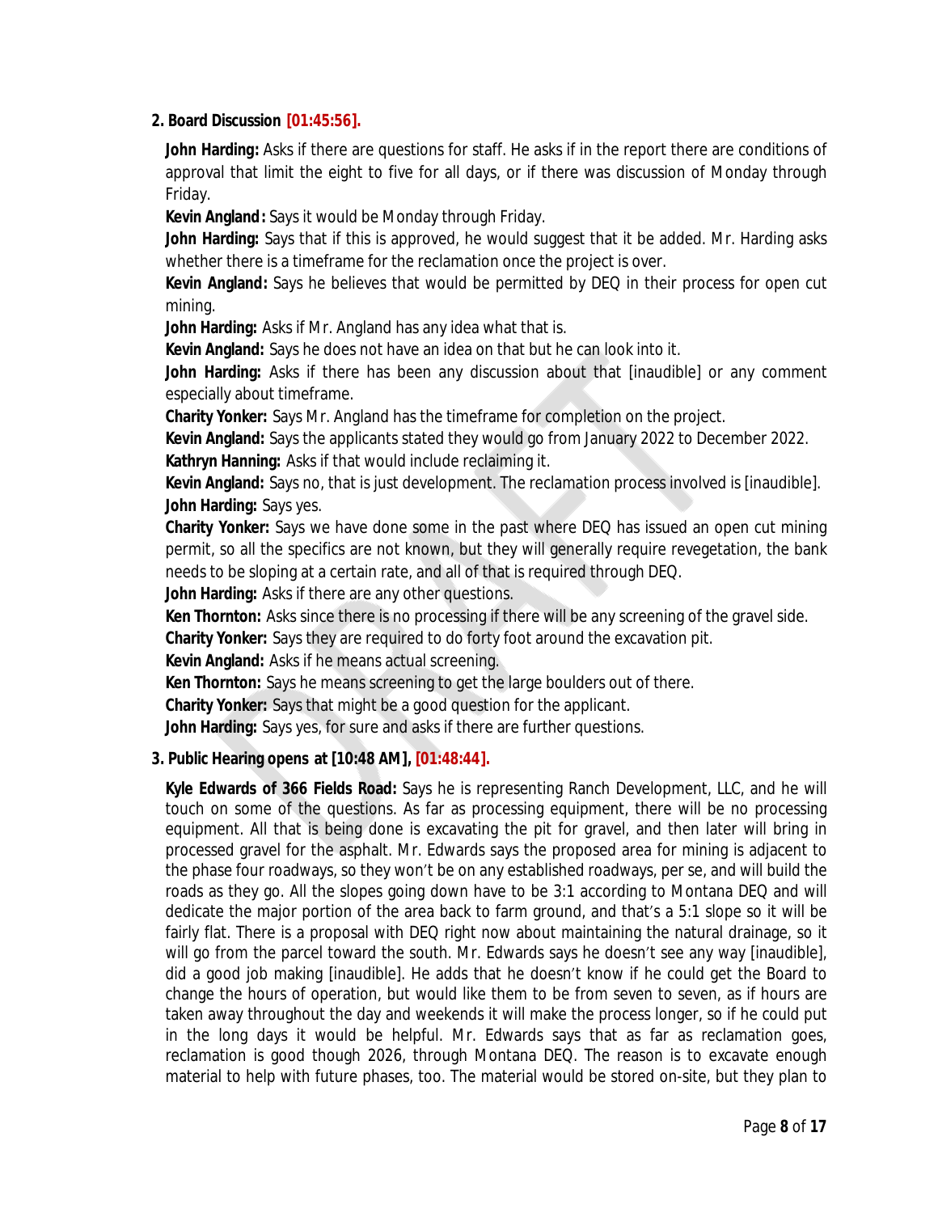**2. Board Discussion [01:45:56].**

**John Harding:** Asks if there are questions for staff. He asks if in the report there are conditions of approval that limit the eight to five for all days, or if there was discussion of Monday through Friday.

**Kevin Angland:** Says it would be Monday through Friday.

**John Harding:** Says that if this is approved, he would suggest that it be added. Mr. Harding asks whether there is a timeframe for the reclamation once the project is over.

**Kevin Angland:** Says he believes that would be permitted by DEQ in their process for open cut mining.

**John Harding:** Asks if Mr. Angland has any idea what that is.

**Kevin Angland:** Says he does not have an idea on that but he can look into it.

**John Harding:** Asks if there has been any discussion about that [inaudible] or any comment especially about timeframe.

**Charity Yonker:** Says Mr. Angland has the timeframe for completion on the project.

**Kevin Angland:** Says the applicants stated they would go from January 2022 to December 2022.

**Kathryn Hanning:** Asks if that would include reclaiming it.

**Kevin Angland:** Says no, that is just development. The reclamation process involved is [inaudible].

**John Harding:** Says yes.

**Charity Yonker:** Says we have done some in the past where DEQ has issued an open cut mining permit, so all the specifics are not known, but they will generally require revegetation, the bank needs to be sloping at a certain rate, and all of that is required through DEQ.

**John Harding:** Asks if there are any other questions.

**Ken Thornton:** Asks since there is no processing if there will be any screening of the gravel side.

**Charity Yonker:** Says they are required to do forty foot around the excavation pit.

**Kevin Angland:** Asks if he means actual screening.

**Ken Thornton:** Says he means screening to get the large boulders out of there.

**Charity Yonker:** Says that might be a good question for the applicant.

**John Harding:** Says yes, for sure and asks if there are further questions.

**3. Public Hearing opens at [10:48 AM], [01:48:44].**

**Kyle Edwards of 366 Fields Road:** Says he is representing Ranch Development, LLC, and he will touch on some of the questions. As far as processing equipment, there will be no processing equipment. All that is being done is excavating the pit for gravel, and then later will bring in processed gravel for the asphalt. Mr. Edwards says the proposed area for mining is adjacent to the phase four roadways, so they won't be on any established roadways, per se, and will build the roads as they go. All the slopes going down have to be 3:1 according to Montana DEQ and will dedicate the major portion of the area back to farm ground, and that's a 5:1 slope so it will be fairly flat. There is a proposal with DEQ right now about maintaining the natural drainage, so it will go from the parcel toward the south. Mr. Edwards says he doesn't see any way [inaudible], did a good job making [inaudible]. He adds that he doesn't know if he could get the Board to change the hours of operation, but would like them to be from seven to seven, as if hours are taken away throughout the day and weekends it will make the process longer, so if he could put in the long days it would be helpful. Mr. Edwards says that as far as reclamation goes, reclamation is good though 2026, through Montana DEQ. The reason is to excavate enough material to help with future phases, too. The material would be stored on-site, but they plan to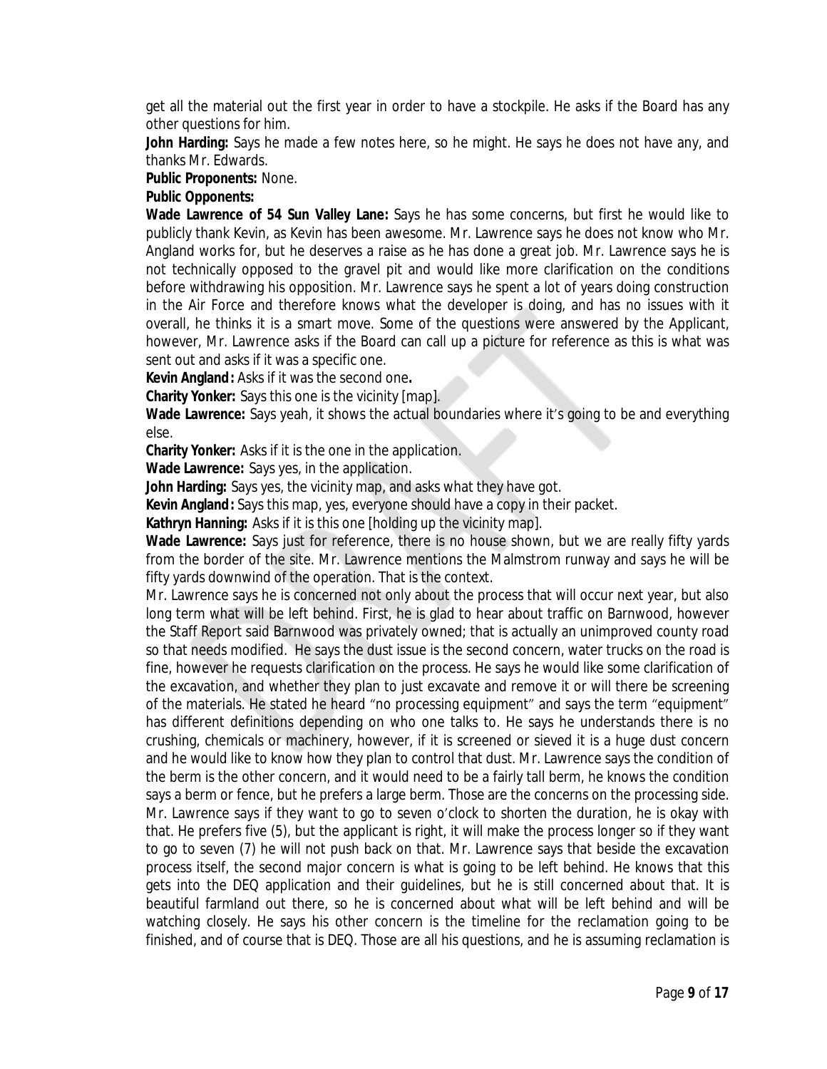get all the material out the first year in order to have a stockpile. He asks if the Board has any other questions for him.

**John Harding:** Says he made a few notes here, so he might. He says he does not have any, and thanks Mr. Edwards.

**Public Proponents:** None.

**Public Opponents:**

**Wade Lawrence of 54 Sun Valley Lane:** Says he has some concerns, but first he would like to publicly thank Kevin, as Kevin has been awesome. Mr. Lawrence says he does not know who Mr. Angland works for, but he deserves a raise as he has done a great job. Mr. Lawrence says he is not technically opposed to the gravel pit and would like more clarification on the conditions before withdrawing his opposition. Mr. Lawrence says he spent a lot of years doing construction in the Air Force and therefore knows what the developer is doing, and has no issues with it overall, he thinks it is a smart move. Some of the questions were answered by the Applicant, however, Mr. Lawrence asks if the Board can call up a picture for reference as this is what was sent out and asks if it was a specific one.

**Kevin Angland:** Asks if it was the second one**.**

**Charity Yonker:** Says this one is the vicinity [map].

**Wade Lawrence:** Says yeah, it shows the actual boundaries where it's going to be and everything else.

**Charity Yonker:** Asks if it is the one in the application.

**Wade Lawrence:** Says yes, in the application.

**John Harding:** Says yes, the vicinity map, and asks what they have got.

**Kevin Angland:** Says this map, yes, everyone should have a copy in their packet.

**Kathryn Hanning:** Asks if it is this one [holding up the vicinity map].

**Wade Lawrence:** Says just for reference, there is no house shown, but we are really fifty yards from the border of the site. Mr. Lawrence mentions the Malmstrom runway and says he will be fifty yards downwind of the operation. That is the context.

Mr. Lawrence says he is concerned not only about the process that will occur next year, but also long term what will be left behind. First, he is glad to hear about traffic on Barnwood, however the Staff Report said Barnwood was privately owned; that is actually an unimproved county road so that needs modified. He says the dust issue is the second concern, water trucks on the road is fine, however he requests clarification on the process. He says he would like some clarification of the excavation, and whether they plan to just excavate and remove it or will there be screening of the materials. He stated he heard "no processing equipment" and says the term "equipment" has different definitions depending on who one talks to. He says he understands there is no crushing, chemicals or machinery, however, if it is screened or sieved it is a huge dust concern and he would like to know how they plan to control that dust. Mr. Lawrence says the condition of the berm is the other concern, and it would need to be a fairly tall berm, he knows the condition says a berm or fence, but he prefers a large berm. Those are the concerns on the processing side. Mr. Lawrence says if they want to go to seven o'clock to shorten the duration, he is okay with that. He prefers five (5), but the applicant is right, it will make the process longer so if they want to go to seven (7) he will not push back on that. Mr. Lawrence says that beside the excavation process itself, the second major concern is what is going to be left behind. He knows that this gets into the DEQ application and their guidelines, but he is still concerned about that. It is beautiful farmland out there, so he is concerned about what will be left behind and will be watching closely. He says his other concern is the timeline for the reclamation going to be finished, and of course that is DEQ. Those are all his questions, and he is assuming reclamation is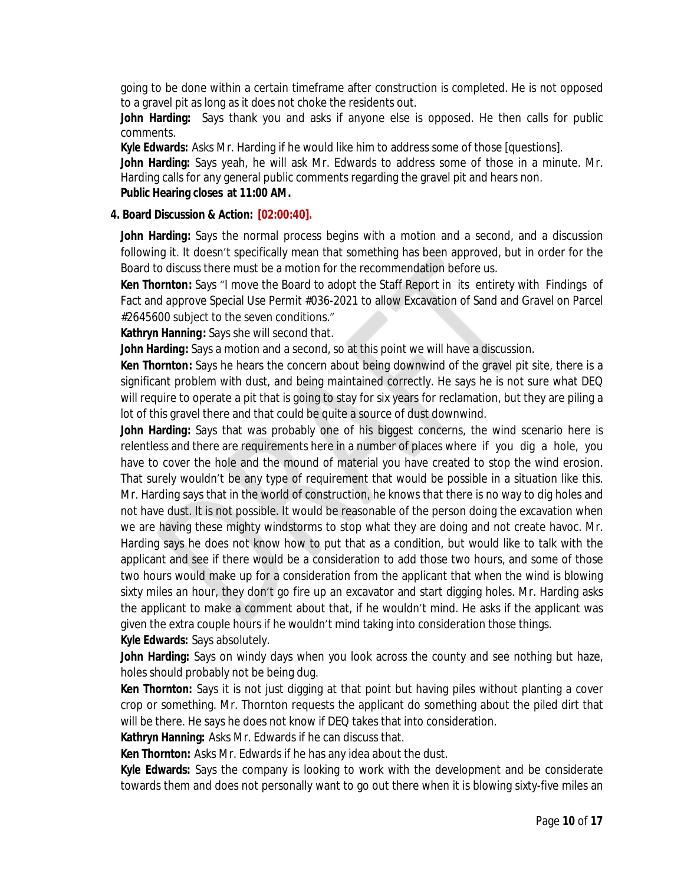going to be done within a certain timeframe after construction is completed. He is not opposed to a gravel pit as long as it does not choke the residents out.

**John Harding:** Says thank you and asks if anyone else is opposed. He then calls for public comments.

**Kyle Edwards:** Asks Mr. Harding if he would like him to address some of those [questions].

**John Harding:** Says yeah, he will ask Mr. Edwards to address some of those in a minute. Mr. Harding calls for any general public comments regarding the gravel pit and hears non.

**Public Hearing closes at 11:00 AM.**

**4. Board Discussion & Action: [02:00:40].**

**John Harding:** Says the normal process begins with a motion and a second, and a discussion following it. It doesn't specifically mean that something has been approved, but in order for the Board to discuss there must be a motion for the recommendation before us.

**Ken Thornton:** Says "I move the Board to adopt the Staff Report in its entirety with Findings of Fact and approve Special Use Permit #036-2021 to allow Excavation of Sand and Gravel on Parcel #2645600 subject to the seven conditions."

**Kathryn Hanning:** Says she will second that.

**John Harding:** Says a motion and a second, so at this point we will have a discussion.

**Ken Thornton:** Says he hears the concern about being downwind of the gravel pit site, there is a significant problem with dust, and being maintained correctly. He says he is not sure what DEQ will require to operate a pit that is going to stay for six years for reclamation, but they are piling a lot of this gravel there and that could be quite a source of dust downwind.

**John Harding:** Says that was probably one of his biggest concerns, the wind scenario here is relentless and there are requirements here in a number of places where if you dig a hole, you have to cover the hole and the mound of material you have created to stop the wind erosion. That surely wouldn't be any type of requirement that would be possible in a situation like this. Mr. Harding says that in the world of construction, he knows that there is no way to dig holes and not have dust. It is not possible. It would be reasonable of the person doing the excavation when we are having these mighty windstorms to stop what they are doing and not create havoc. Mr. Harding says he does not know how to put that as a condition, but would like to talk with the applicant and see if there would be a consideration to add those two hours, and some of those two hours would make up for a consideration from the applicant that when the wind is blowing sixty miles an hour, they don't go fire up an excavator and start digging holes. Mr. Harding asks the applicant to make a comment about that, if he wouldn't mind. He asks if the applicant was given the extra couple hours if he wouldn't mind taking into consideration those things.

**Kyle Edwards:** Says absolutely.

**John Harding:** Says on windy days when you look across the county and see nothing but haze, holes should probably not be being dug.

**Ken Thornton:** Says it is not just digging at that point but having piles without planting a cover crop or something. Mr. Thornton requests the applicant do something about the piled dirt that will be there. He says he does not know if DEQ takes that into consideration.

**Kathryn Hanning:** Asks Mr. Edwards if he can discuss that.

**Ken Thornton:** Asks Mr. Edwards if he has any idea about the dust.

**Kyle Edwards:** Says the company is looking to work with the development and be considerate towards them and does not personally want to go out there when it is blowing sixty-five miles an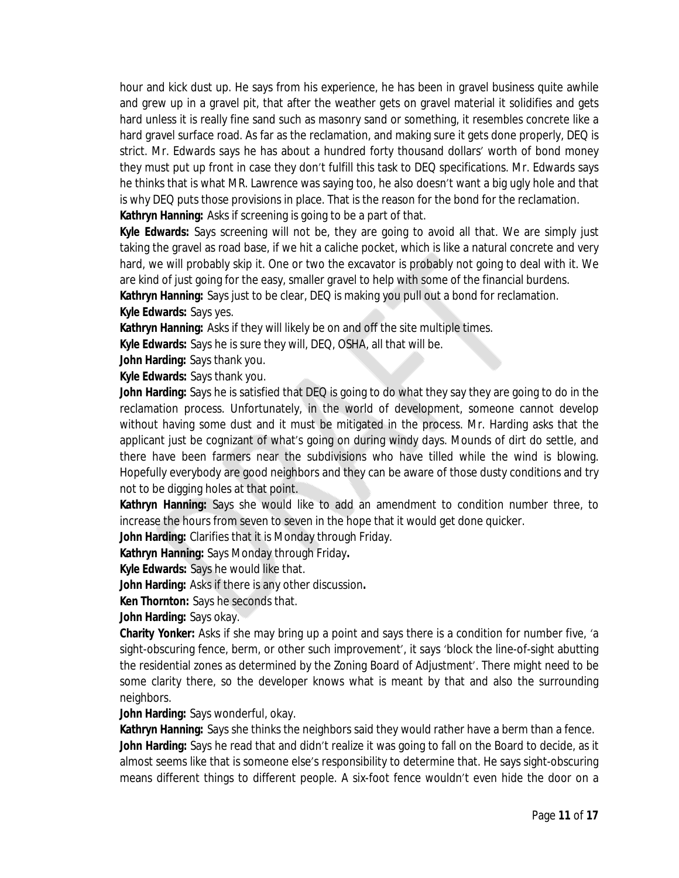hour and kick dust up. He says from his experience, he has been in gravel business quite awhile and grew up in a gravel pit, that after the weather gets on gravel material it solidifies and gets hard unless it is really fine sand such as masonry sand or something, it resembles concrete like a hard gravel surface road. As far as the reclamation, and making sure it gets done properly, DEQ is strict. Mr. Edwards says he has about a hundred forty thousand dollars' worth of bond money they must put up front in case they don't fulfill this task to DEQ specifications. Mr. Edwards says he thinks that is what MR. Lawrence was saying too, he also doesn't want a big ugly hole and that is why DEQ puts those provisions in place. That is the reason for the bond for the reclamation.

**Kathryn Hanning:** Asks if screening is going to be a part of that.

**Kyle Edwards:** Says screening will not be, they are going to avoid all that. We are simply just taking the gravel as road base, if we hit a caliche pocket, which is like a natural concrete and very hard, we will probably skip it. One or two the excavator is probably not going to deal with it. We are kind of just going for the easy, smaller gravel to help with some of the financial burdens.

**Kathryn Hanning:** Says just to be clear, DEQ is making you pull out a bond for reclamation.

**Kyle Edwards:** Says yes.

**Kathryn Hanning:** Asks if they will likely be on and off the site multiple times.

**Kyle Edwards:** Says he is sure they will, DEQ, OSHA, all that will be.

**John Harding:** Says thank you.

**Kyle Edwards:** Says thank you.

**John Harding:** Says he is satisfied that DEQ is going to do what they say they are going to do in the reclamation process. Unfortunately, in the world of development, someone cannot develop without having some dust and it must be mitigated in the process. Mr. Harding asks that the applicant just be cognizant of what's going on during windy days. Mounds of dirt do settle, and there have been farmers near the subdivisions who have tilled while the wind is blowing. Hopefully everybody are good neighbors and they can be aware of those dusty conditions and try not to be digging holes at that point.

**Kathryn Hanning:** Says she would like to add an amendment to condition number three, to increase the hours from seven to seven in the hope that it would get done quicker.

**John Harding:** Clarifies that it is Monday through Friday.

**Kathryn Hanning:** Says Monday through Friday**.**

**Kyle Edwards:** Says he would like that.

**John Harding:** Asks if there is any other discussion**.**

**Ken Thornton:** Says he seconds that.

**John Harding:** Says okay.

**Charity Yonker:** Asks if she may bring up a point and says there is a condition for number five, 'a sight-obscuring fence, berm, or other such improvement', it says 'block the line-of-sight abutting the residential zones as determined by the Zoning Board of Adjustment'. There might need to be some clarity there, so the developer knows what is meant by that and also the surrounding neighbors.

**John Harding:** Says wonderful, okay.

**Kathryn Hanning:** Says she thinks the neighbors said they would rather have a berm than a fence.

**John Harding:** Says he read that and didn't realize it was going to fall on the Board to decide, as it almost seems like that is someone else's responsibility to determine that. He says sight-obscuring means different things to different people. A six-foot fence wouldn't even hide the door on a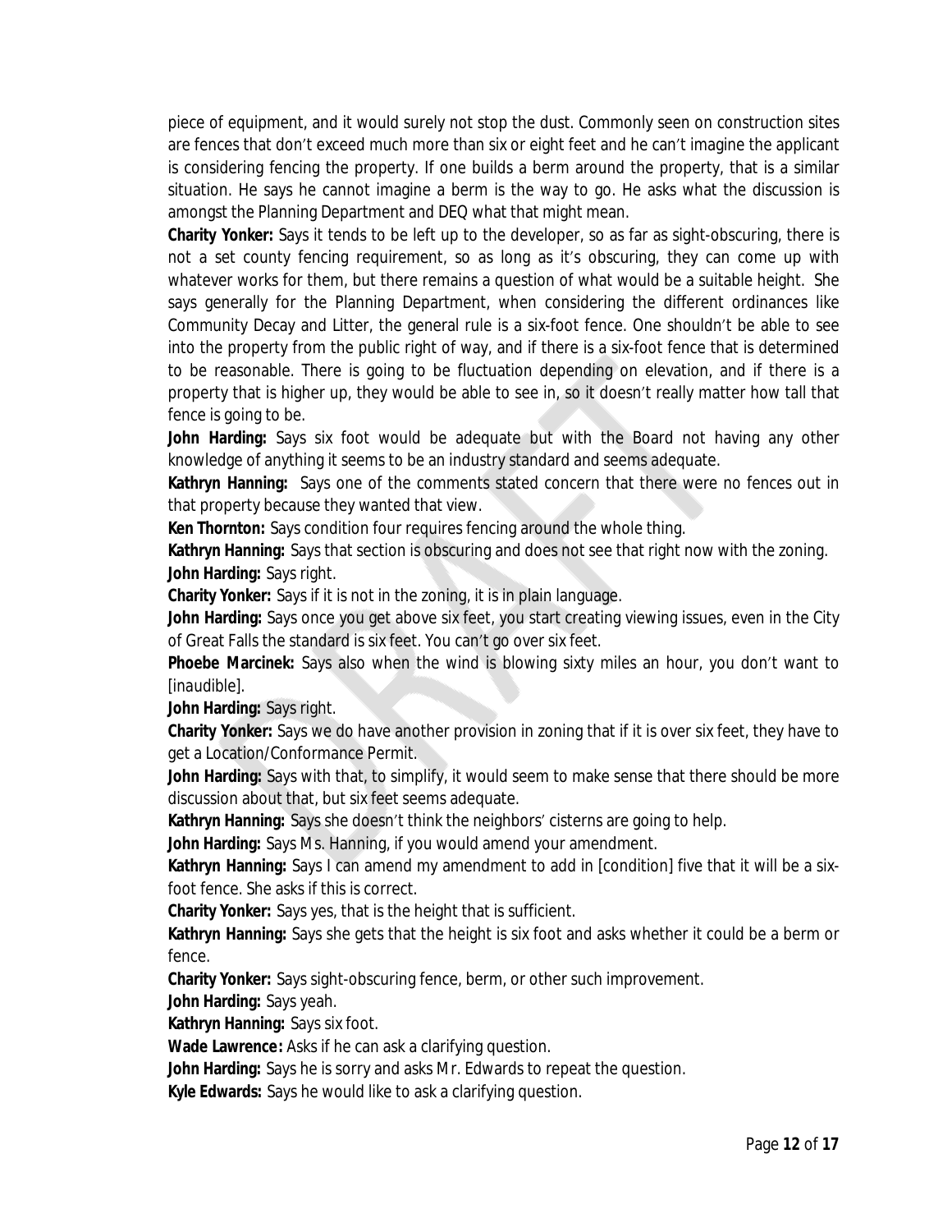piece of equipment, and it would surely not stop the dust. Commonly seen on construction sites are fences that don't exceed much more than six or eight feet and he can't imagine the applicant is considering fencing the property. If one builds a berm around the property, that is a similar situation. He says he cannot imagine a berm is the way to go. He asks what the discussion is amongst the Planning Department and DEQ what that might mean.

**Charity Yonker:** Says it tends to be left up to the developer, so as far as sight-obscuring, there is not a set county fencing requirement, so as long as it's obscuring, they can come up with whatever works for them, but there remains a question of what would be a suitable height. She says generally for the Planning Department, when considering the different ordinances like Community Decay and Litter, the general rule is a six-foot fence. One shouldn't be able to see into the property from the public right of way, and if there is a six-foot fence that is determined to be reasonable. There is going to be fluctuation depending on elevation, and if there is a property that is higher up, they would be able to see in, so it doesn't really matter how tall that fence is going to be.

**John Harding:** Says six foot would be adequate but with the Board not having any other knowledge of anything it seems to be an industry standard and seems adequate.

**Kathryn Hanning:** Says one of the comments stated concern that there were no fences out in that property because they wanted that view.

**Ken Thornton:** Says condition four requires fencing around the whole thing.

**Kathryn Hanning:** Says that section is obscuring and does not see that right now with the zoning.

**John Harding:** Says right.

**Charity Yonker:** Says if it is not in the zoning, it is in plain language.

**John Harding:** Says once you get above six feet, you start creating viewing issues, even in the City of Great Falls the standard is six feet. You can't go over six feet.

**Phoebe Marcinek:** Says also when the wind is blowing sixty miles an hour, you don't want to [inaudible].

**John Harding:** Says right.

**Charity Yonker:** Says we do have another provision in zoning that if it is over six feet, they have to get a Location/Conformance Permit.

**John Harding:** Says with that, to simplify, it would seem to make sense that there should be more discussion about that, but six feet seems adequate.

**Kathryn Hanning:** Says she doesn't think the neighbors' cisterns are going to help.

**John Harding:** Says Ms. Hanning, if you would amend your amendment.

**Kathryn Hanning:** Says I can amend my amendment to add in [condition] five that it will be a six-foot fence. She asks if this is correct.

**Charity Yonker:** Says yes, that is the height that is sufficient.

**Kathryn Hanning:** Says she gets that the height is six foot and asks whether it could be a berm or fence.

**Charity Yonker:** Says sight-obscuring fence, berm, or other such improvement.

**John Harding:** Says yeah.

**Kathryn Hanning:** Says six foot.

**Wade Lawrence:** Asks if he can ask a clarifying question.

**John Harding:** Says he is sorry and asks Mr. Edwards to repeat the question.

**Kyle Edwards:** Says he would like to ask a clarifying question.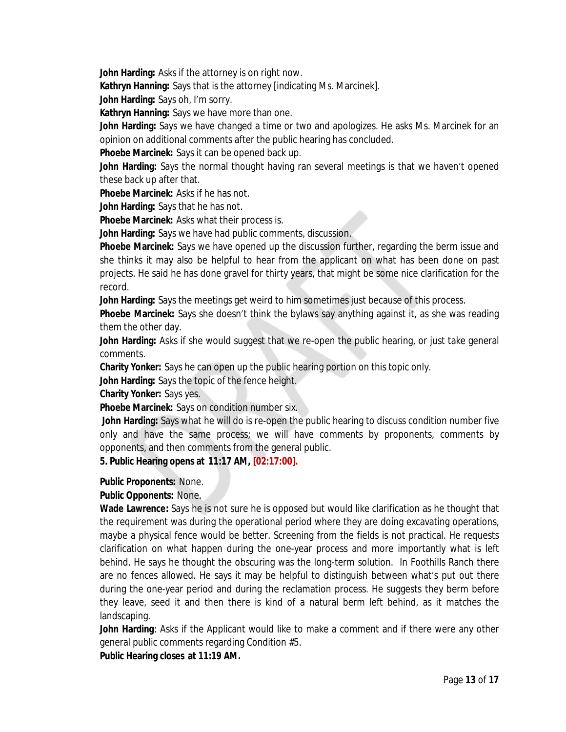**John Harding:** Asks if the attorney is on right now.

**Kathryn Hanning:** Says that is the attorney [indicating Ms. Marcinek].

**John Harding:** Says oh, I'm sorry.

**Kathryn Hanning:** Says we have more than one.

**John Harding:** Says we have changed a time or two and apologizes. He asks Ms. Marcinek for an opinion on additional comments after the public hearing has concluded.

**Phoebe Marcinek:** Says it can be opened back up.

**John Harding:** Says the normal thought having ran several meetings is that we haven't opened these back up after that.

**Phoebe Marcinek:** Asks if he has not.

**John Harding:** Says that he has not.

**Phoebe Marcinek:** Asks what their process is.

**John Harding:** Says we have had public comments, discussion.

**Phoebe Marcinek:** Says we have opened up the discussion further, regarding the berm issue and she thinks it may also be helpful to hear from the applicant on what has been done on past projects. He said he has done gravel for thirty years, that might be some nice clarification for the record.

**John Harding:** Says the meetings get weird to him sometimes just because of this process.

**Phoebe Marcinek:** Says she doesn't think the bylaws say anything against it, as she was reading them the other day.

**John Harding:** Asks if she would suggest that we re-open the public hearing, or just take general comments.

**Charity Yonker:** Says he can open up the public hearing portion on this topic only.

**John Harding:** Says the topic of the fence height.

**Charity Yonker:** Says yes.

**Phoebe Marcinek:** Says on condition number six.

**John Harding:** Says what he will do is re-open the public hearing to discuss condition number five only and have the same process; we will have comments by proponents, comments by opponents, and then comments from the general public.

**5. Public Hearing opens at 11:17 AM, [02:17:00].**

**Public Proponents:** None.

**Public Opponents:** None.

**Wade Lawrence:** Says he is not sure he is opposed but would like clarification as he thought that the requirement was during the operational period where they are doing excavating operations, maybe a physical fence would be better. Screening from the fields is not practical. He requests clarification on what happen during the one-year process and more importantly what is left behind. He says he thought the obscuring was the long-term solution. In Foothills Ranch there are no fences allowed. He says it may be helpful to distinguish between what's put out there during the one-year period and during the reclamation process. He suggests they berm before they leave, seed it and then there is kind of a natural berm left behind, as it matches the landscaping.

**John Harding**: Asks if the Applicant would like to make a comment and if there were any other general public comments regarding Condition #5.

**Public Hearing closes at 11:19 AM.**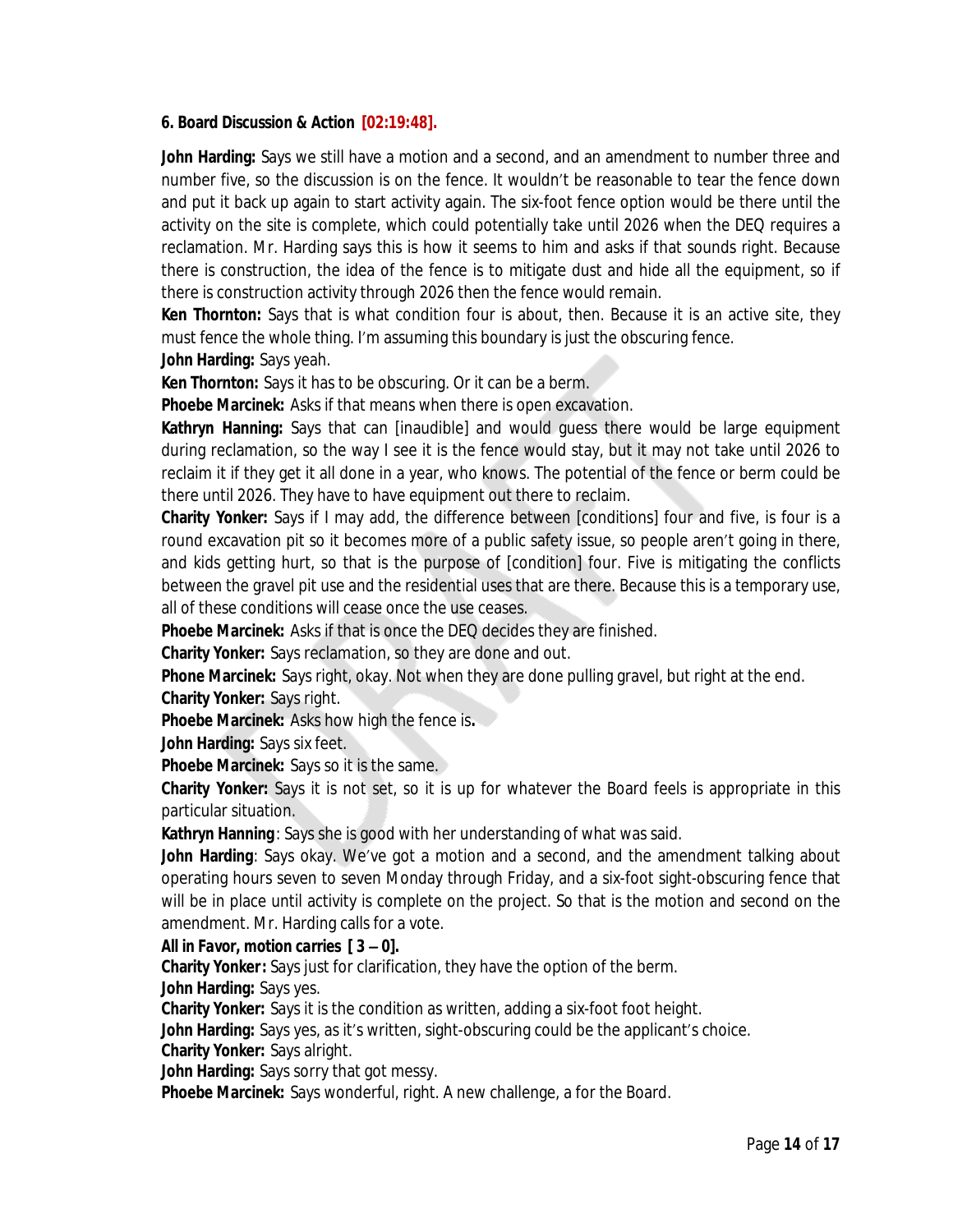**6. Board Discussion & Action [02:19:48].**

**John Harding:** Says we still have a motion and a second, and an amendment to number three and number five, so the discussion is on the fence. It wouldn't be reasonable to tear the fence down and put it back up again to start activity again. The six-foot fence option would be there until the activity on the site is complete, which could potentially take until 2026 when the DEQ requires a reclamation. Mr. Harding says this is how it seems to him and asks if that sounds right. Because there is construction, the idea of the fence is to mitigate dust and hide all the equipment, so if there is construction activity through 2026 then the fence would remain.

**Ken Thornton:** Says that is what condition four is about, then. Because it is an active site, they must fence the whole thing. I'm assuming this boundary is just the obscuring fence.

**John Harding:** Says yeah.

**Ken Thornton:** Says it has to be obscuring. Or it can be a berm.

**Phoebe Marcinek:** Asks if that means when there is open excavation.

**Kathryn Hanning:** Says that can [inaudible] and would guess there would be large equipment during reclamation, so the way I see it is the fence would stay, but it may not take until 2026 to reclaim it if they get it all done in a year, who knows. The potential of the fence or berm could be there until 2026. They have to have equipment out there to reclaim.

**Charity Yonker:** Says if I may add, the difference between [conditions] four and five, is four is a round excavation pit so it becomes more of a public safety issue, so people aren't going in there, and kids getting hurt, so that is the purpose of [condition] four. Five is mitigating the conflicts between the gravel pit use and the residential uses that are there. Because this is a temporary use, all of these conditions will cease once the use ceases.

**Phoebe Marcinek:** Asks if that is once the DEQ decides they are finished.

**Charity Yonker:** Says reclamation, so they are done and out.

**Phone Marcinek:** Says right, okay. Not when they are done pulling gravel, but right at the end.

**Charity Yonker:** Says right.

**Phoebe Marcinek:** Asks how high the fence is**.**

**John Harding:** Says six feet.

**Phoebe Marcinek:** Says so it is the same.

**Charity Yonker:** Says it is not set, so it is up for whatever the Board feels is appropriate in this particular situation.

**Kathryn Hanning**: Says she is good with her understanding of what was said.

**John Harding**: Says okay. We've got a motion and a second, and the amendment talking about operating hours seven to seven Monday through Friday, and a six-foot sight-obscuring fence that will be in place until activity is complete on the project. So that is the motion and second on the amendment. Mr. Harding calls for a vote.

***All in Favor, motion carries [ 3 – 0].***

**Charity Yonker:** Says just for clarification, they have the option of the berm.

**John Harding:** Says yes.

**Charity Yonker:** Says it is the condition as written, adding a six-foot foot height.

**John Harding:** Says yes, as it's written, sight-obscuring could be the applicant's choice.

**Charity Yonker:** Says alright.

**John Harding:** Says sorry that got messy.

**Phoebe Marcinek:** Says wonderful, right. A new challenge, a for the Board.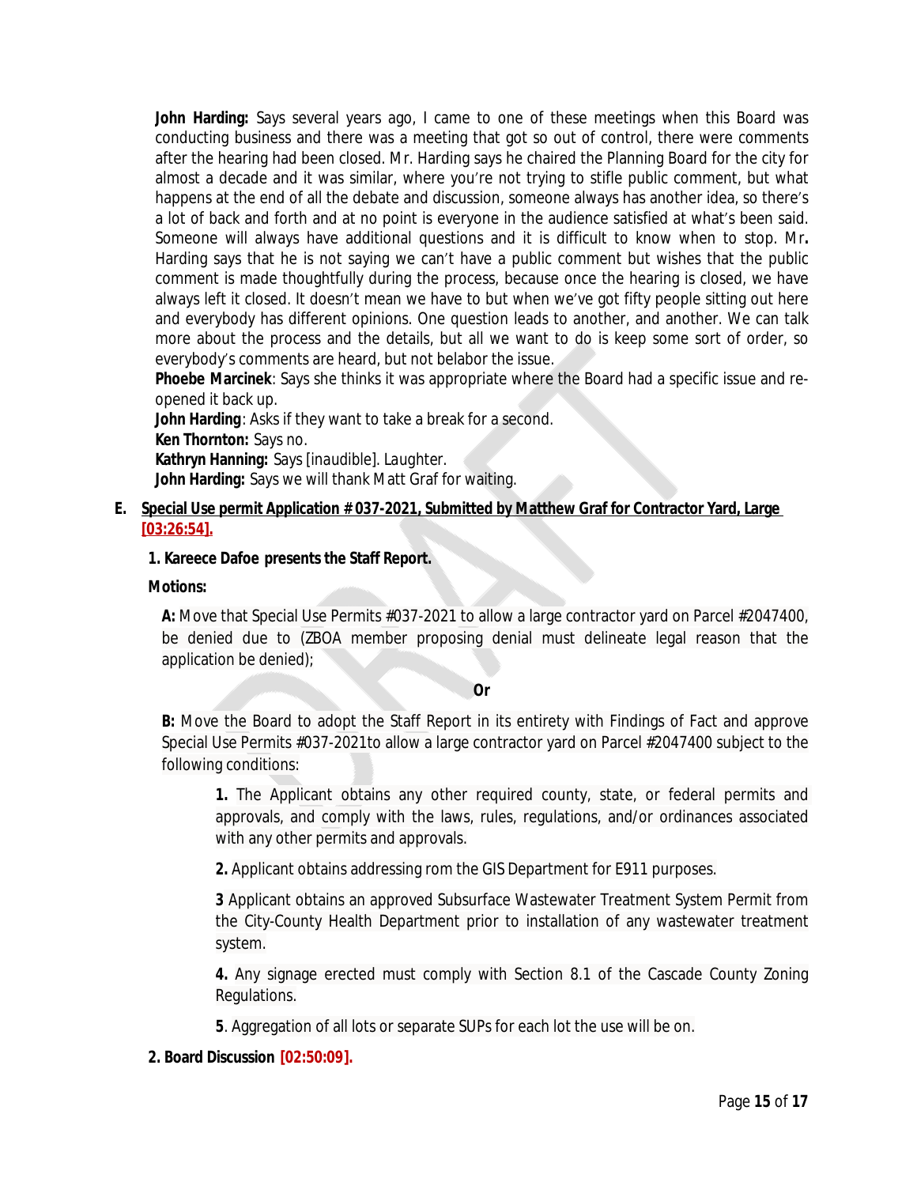**John Harding:** Says several years ago, I came to one of these meetings when this Board was conducting business and there was a meeting that got so out of control, there were comments after the hearing had been closed. Mr. Harding says he chaired the Planning Board for the city for almost a decade and it was similar, where you're not trying to stifle public comment, but what happens at the end of all the debate and discussion, someone always has another idea, so there's a lot of back and forth and at no point is everyone in the audience satisfied at what's been said. Someone will always have additional questions and it is difficult to know when to stop. Mr**.** Harding says that he is not saying we can't have a public comment but wishes that the public comment is made thoughtfully during the process, because once the hearing is closed, we have always left it closed. It doesn't mean we have to but when we've got fifty people sitting out here and everybody has different opinions. One question leads to another, and another. We can talk more about the process and the details, but all we want to do is keep some sort of order, so everybody's comments are heard, but not belabor the issue.

**Phoebe Marcinek**: Says she thinks it was appropriate where the Board had a specific issue and re-opened it back up.

**John Harding**: Asks if they want to take a break for a second.

**Ken Thornton:** Says no.

**Kathryn Hanning:** Says [inaudible]. Laughter.

**John Harding:** Says we will thank Matt Graf for waiting.

**E. Special Use permit Application # 037-2021, Submitted by Matthew Graf for Contractor Yard, Large [03:26:54].**

**1. Kareece Dafoe presents the Staff Report.**

**Motions:**

**A:** Move that Special Use Permits #037-2021 to allow a large contractor yard on Parcel #2047400, be denied due to (ZBOA member proposing denial must delineate legal reason that the application be denied);

**Or**

**B:** Move the Board to adopt the Staff Report in its entirety with Findings of Fact and approve Special Use Permits #037-2021to allow a large contractor yard on Parcel #2047400 subject to the following conditions:

**1.** The Applicant obtains any other required county, state, or federal permits and approvals, and comply with the laws, rules, regulations, and/or ordinances associated with any other permits and approvals.

**2.** Applicant obtains addressing rom the GIS Department for E911 purposes.

**3** Applicant obtains an approved Subsurface Wastewater Treatment System Permit from the City-County Health Department prior to installation of any wastewater treatment system.

**4.** Any signage erected must comply with Section 8.1 of the Cascade County Zoning Regulations.

**5**. Aggregation of all lots or separate SUPs for each lot the use will be on.

**2. Board Discussion [02:50:09].**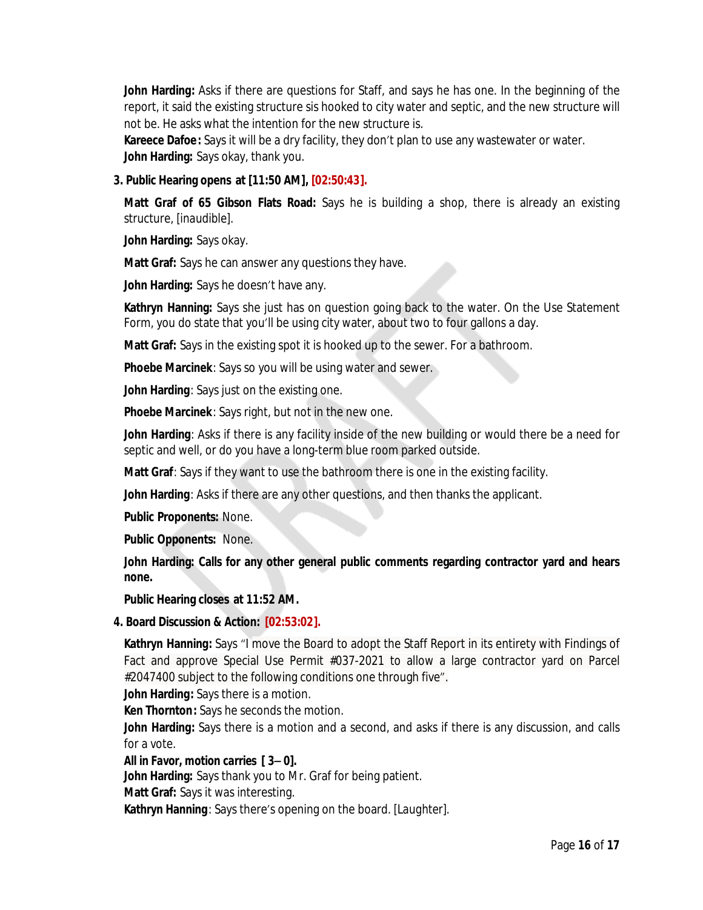**John Harding:** Asks if there are questions for Staff, and says he has one. In the beginning of the report, it said the existing structure sis hooked to city water and septic, and the new structure will not be. He asks what the intention for the new structure is.

**Kareece Dafoe:** Says it will be a dry facility, they don't plan to use any wastewater or water.

**John Harding:** Says okay, thank you.

**3. Public Hearing opens at [11:50 AM], [02:50:43].**

**Matt Graf of 65 Gibson Flats Road:** Says he is building a shop, there is already an existing structure, [inaudible].

**John Harding:** Says okay.

**Matt Graf:** Says he can answer any questions they have.

**John Harding:** Says he doesn't have any.

**Kathryn Hanning:** Says she just has on question going back to the water. On the Use Statement Form, you do state that you'll be using city water, about two to four gallons a day.

**Matt Graf:** Says in the existing spot it is hooked up to the sewer. For a bathroom.

**Phoebe Marcinek**: Says so you will be using water and sewer.

**John Harding**: Says just on the existing one.

**Phoebe Marcinek**: Says right, but not in the new one.

**John Harding**: Asks if there is any facility inside of the new building or would there be a need for septic and well, or do you have a long-term blue room parked outside.

**Matt Graf**: Says if they want to use the bathroom there is one in the existing facility.

**John Harding**: Asks if there are any other questions, and then thanks the applicant.

**Public Proponents:** None.

**Public Opponents:** None.

**John Harding: Calls for any other general public comments regarding contractor yard and hears none.**

**Public Hearing closes at 11:52 AM.**

**4. Board Discussion & Action: [02:53:02].**

**Kathryn Hanning:** Says "I move the Board to adopt the Staff Report in its entirety with Findings of Fact and approve Special Use Permit #037-2021 to allow a large contractor yard on Parcel #2047400 subject to the following conditions one through five".

**John Harding:** Says there is a motion.

**Ken Thornton:** Says he seconds the motion.

**John Harding:** Says there is a motion and a second, and asks if there is any discussion, and calls for a vote.

**All in Favor, motion carries [3–0].**

**John Harding:** Says thank you to Mr. Graf for being patient.

**Matt Graf:** Says it was interesting.

**Kathryn Hanning**: Says there's opening on the board. [Laughter].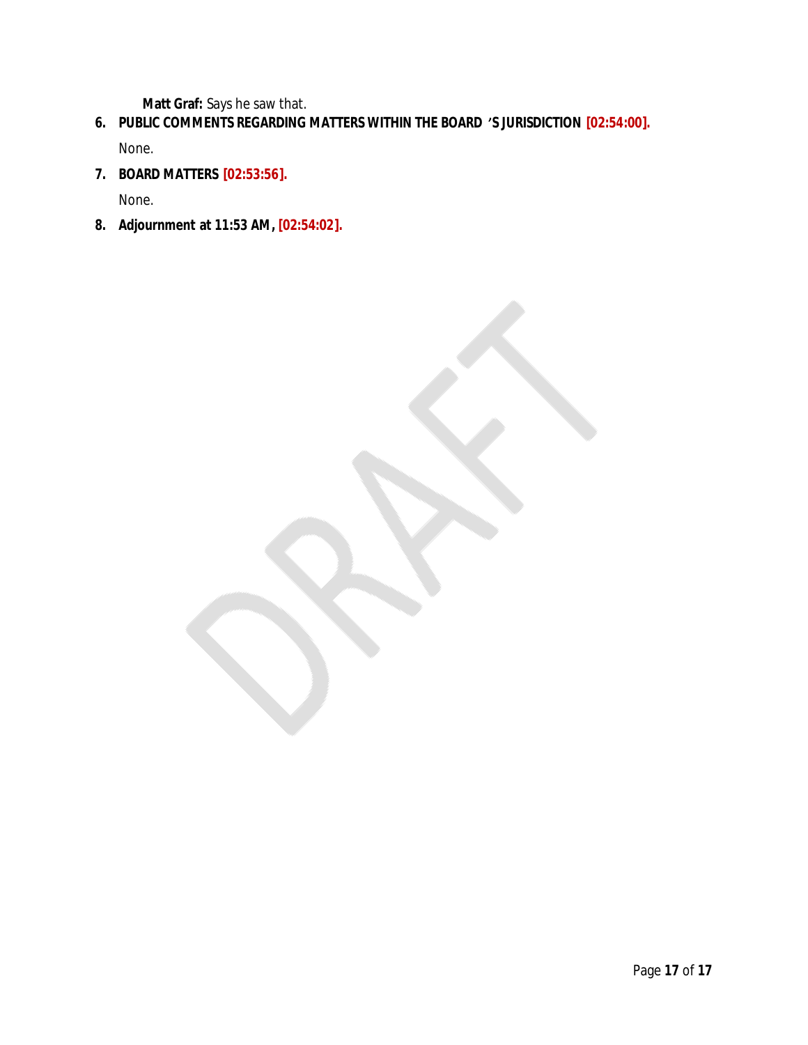**Matt Graf:** Says he saw that.

6. **PUBLIC COMMENTS REGARDING MATTERS WITHIN THE BOARD'S JURISDICTION [02:54:00].**

   None.

7. **BOARD MATTERS [02:53:56].**

   None.

8. **Adjournment at 11:53 AM, [02:54:02].**